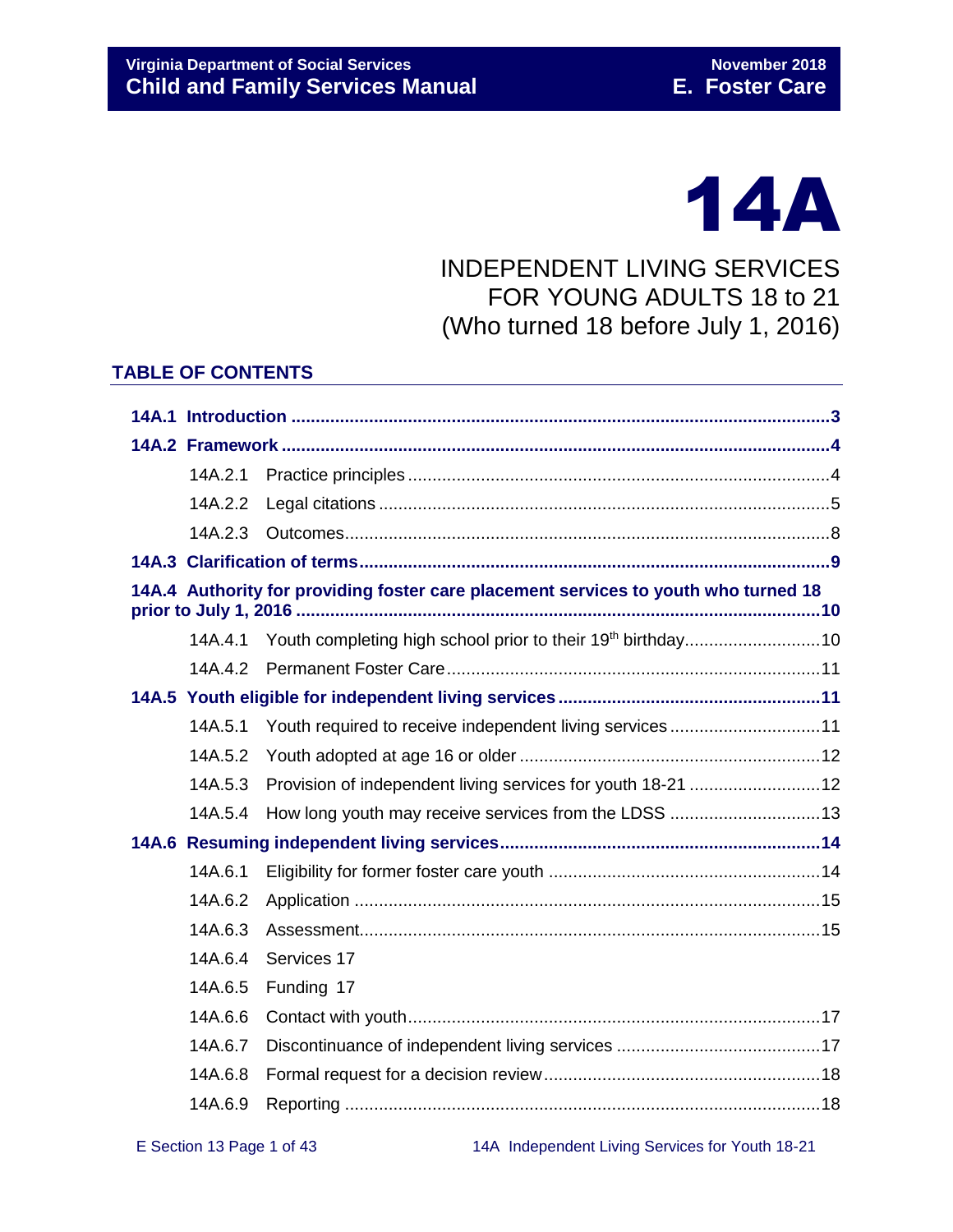# 14A

## INDEPENDENT LIVING SERVICES FOR YOUNG ADULTS 18 to 21 (Who turned 18 before July 1, 2016)

### TABLE OF CONTENTS

**14A.1 Introduction** ..... **3**

**14A.2 Framework** ..... **4**

- 14A.2.1 Practice principles ..... 4
- 14A.2.2 Legal citations ..... 5
- 14A.2.3 Outcomes ..... 8

**14A.3 Clarification of terms** ..... **9**

**14A.4 Authority for providing foster care placement services to youth who turned 18 prior to July 1, 2016** ..... **10**

- 14A.4.1 Youth completing high school prior to their 19th birthday ..... 10
- 14A.4.2 Permanent Foster Care ..... 11

**14A.5 Youth eligible for independent living services** ..... **11**

- 14A.5.1 Youth required to receive independent living services ..... 11
- 14A.5.2 Youth adopted at age 16 or older ..... 12
- 14A.5.3 Provision of independent living services for youth 18-21 ..... 12
- 14A.5.4 How long youth may receive services from the LDSS ..... 13

**14A.6 Resuming independent living services** ..... **14**

- 14A.6.1 Eligibility for former foster care youth ..... 14
- 14A.6.2 Application ..... 15
- 14A.6.3 Assessment ..... 15
- 14A.6.4 Services 17
- 14A.6.5 Funding 17
- 14A.6.6 Contact with youth ..... 17
- 14A.6.7 Discontinuance of independent living services ..... 17
- 14A.6.8 Formal request for a decision review ..... 18
- 14A.6.9 Reporting ..... 18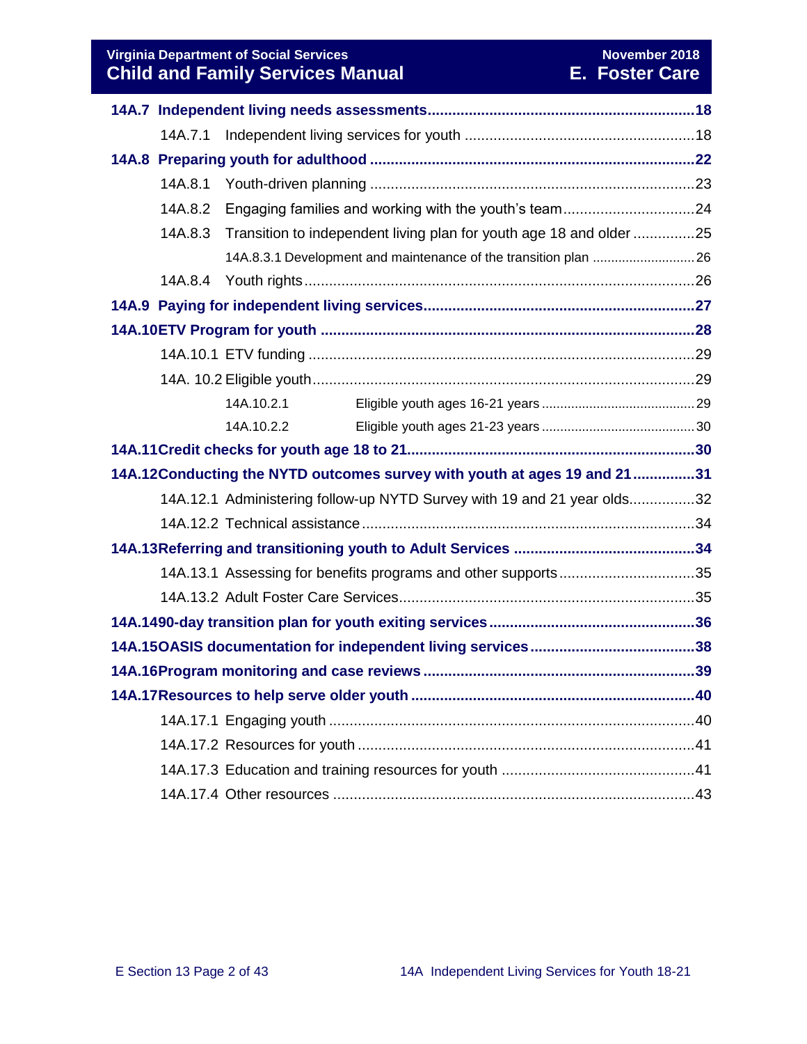**14A.7 Independent living needs assessments ........................................................ 18**

14A.7.1 Independent living services for youth ........................................................ 18

**14A.8 Preparing youth for adulthood ........................................................ 22**

14A.8.1 Youth-driven planning ........................................................ 23

14A.8.2 Engaging families and working with the youth's team ........................................................ 24

14A.8.3 Transition to independent living plan for youth age 18 and older ........................................................ 25

14A.8.3.1 Development and maintenance of the transition plan ........................................................ 26

14A.8.4 Youth rights ........................................................ 26

**14A.9 Paying for independent living services ........................................................ 27**

**14A.10 ETV Program for youth ........................................................ 28**

14A.10.1 ETV funding ........................................................ 29

14A. 10.2 Eligible youth ........................................................ 29

14A.10.2.1 Eligible youth ages 16-21 years ........................................................ 29

14A.10.2.2 Eligible youth ages 21-23 years ........................................................ 30

**14A.11 Credit checks for youth age 18 to 21 ........................................................ 30**

**14A.12 Conducting the NYTD outcomes survey with youth at ages 19 and 21 ........................................................ 31**

14A.12.1 Administering follow-up NYTD Survey with 19 and 21 year olds ........................................................ 32

14A.12.2 Technical assistance ........................................................ 34

**14A.13 Referring and transitioning youth to Adult Services ........................................................ 34**

14A.13.1 Assessing for benefits programs and other supports ........................................................ 35

14A.13.2 Adult Foster Care Services ........................................................ 35

**14A.14 90-day transition plan for youth exiting services ........................................................ 36**

**14A.15 OASIS documentation for independent living services ........................................................ 38**

**14A.16 Program monitoring and case reviews ........................................................ 39**

**14A.17 Resources to help serve older youth ........................................................ 40**

14A.17.1 Engaging youth ........................................................ 40

14A.17.2 Resources for youth ........................................................ 41

14A.17.3 Education and training resources for youth ........................................................ 41

14A.17.4 Other resources ........................................................ 43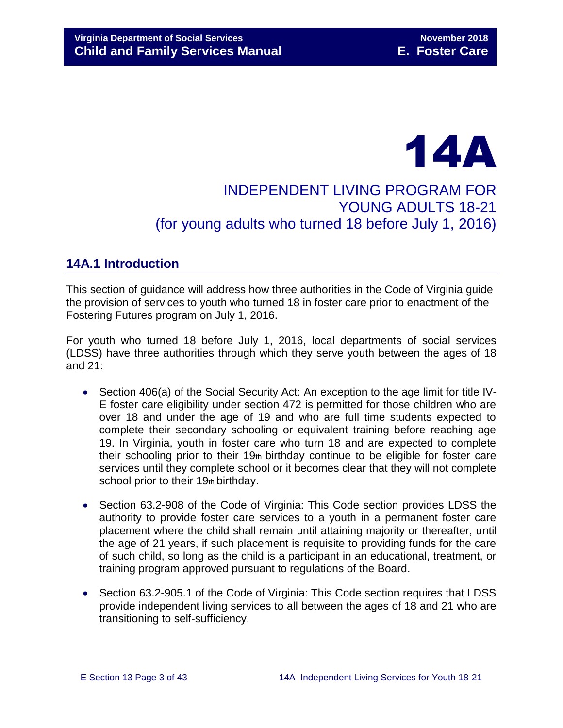# 14A

## INDEPENDENT LIVING PROGRAM FOR YOUNG ADULTS 18-21 (for young adults who turned 18 before July 1, 2016)

## 14A.1 Introduction

This section of guidance will address how three authorities in the Code of Virginia guide the provision of services to youth who turned 18 in foster care prior to enactment of the Fostering Futures program on July 1, 2016.

For youth who turned 18 before July 1, 2016, local departments of social services (LDSS) have three authorities through which they serve youth between the ages of 18 and 21:

- Section 406(a) of the Social Security Act: An exception to the age limit for title IV-E foster care eligibility under section 472 is permitted for those children who are over 18 and under the age of 19 and who are full time students expected to complete their secondary schooling or equivalent training before reaching age 19. In Virginia, youth in foster care who turn 18 and are expected to complete their schooling prior to their 19th birthday continue to be eligible for foster care services until they complete school or it becomes clear that they will not complete school prior to their 19th birthday.
- Section 63.2-908 of the Code of Virginia: This Code section provides LDSS the authority to provide foster care services to a youth in a permanent foster care placement where the child shall remain until attaining majority or thereafter, until the age of 21 years, if such placement is requisite to providing funds for the care of such child, so long as the child is a participant in an educational, treatment, or training program approved pursuant to regulations of the Board.
- Section 63.2-905.1 of the Code of Virginia: This Code section requires that LDSS provide independent living services to all between the ages of 18 and 21 who are transitioning to self-sufficiency.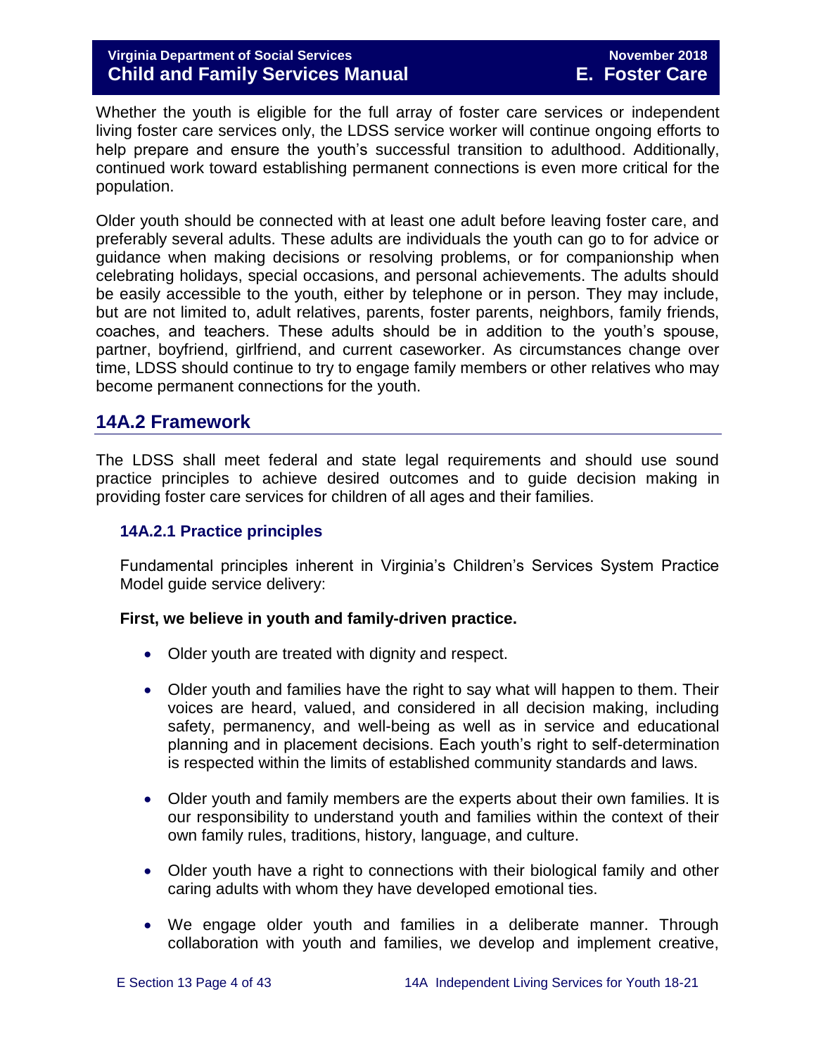Whether the youth is eligible for the full array of foster care services or independent living foster care services only, the LDSS service worker will continue ongoing efforts to help prepare and ensure the youth's successful transition to adulthood. Additionally, continued work toward establishing permanent connections is even more critical for the population.

Older youth should be connected with at least one adult before leaving foster care, and preferably several adults. These adults are individuals the youth can go to for advice or guidance when making decisions or resolving problems, or for companionship when celebrating holidays, special occasions, and personal achievements. The adults should be easily accessible to the youth, either by telephone or in person. They may include, but are not limited to, adult relatives, parents, foster parents, neighbors, family friends, coaches, and teachers. These adults should be in addition to the youth's spouse, partner, boyfriend, girlfriend, and current caseworker. As circumstances change over time, LDSS should continue to try to engage family members or other relatives who may become permanent connections for the youth.

## 14A.2 Framework

The LDSS shall meet federal and state legal requirements and should use sound practice principles to achieve desired outcomes and to guide decision making in providing foster care services for children of all ages and their families.

### 14A.2.1 Practice principles

Fundamental principles inherent in Virginia's Children's Services System Practice Model guide service delivery:

**First, we believe in youth and family-driven practice.**

- Older youth are treated with dignity and respect.
- Older youth and families have the right to say what will happen to them. Their voices are heard, valued, and considered in all decision making, including safety, permanency, and well-being as well as in service and educational planning and in placement decisions. Each youth's right to self-determination is respected within the limits of established community standards and laws.
- Older youth and family members are the experts about their own families. It is our responsibility to understand youth and families within the context of their own family rules, traditions, history, language, and culture.
- Older youth have a right to connections with their biological family and other caring adults with whom they have developed emotional ties.
- We engage older youth and families in a deliberate manner. Through collaboration with youth and families, we develop and implement creative,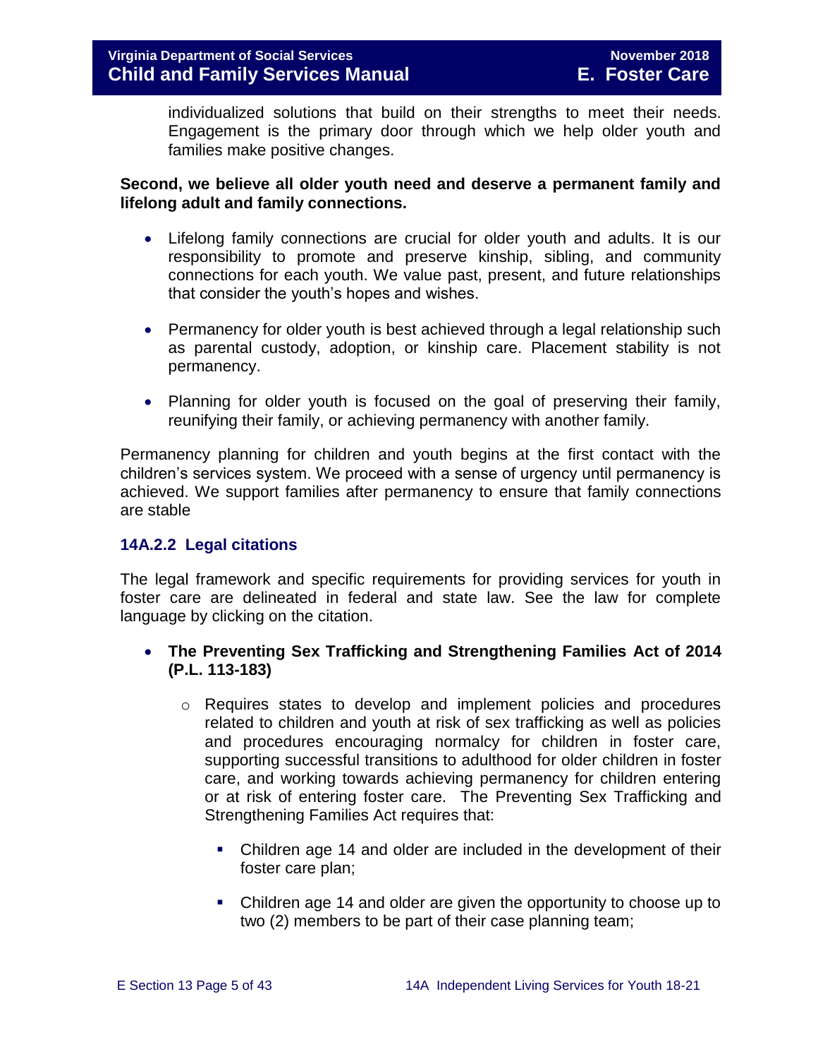individualized solutions that build on their strengths to meet their needs. Engagement is the primary door through which we help older youth and families make positive changes.

**Second, we believe all older youth need and deserve a permanent family and lifelong adult and family connections.**

- Lifelong family connections are crucial for older youth and adults. It is our responsibility to promote and preserve kinship, sibling, and community connections for each youth. We value past, present, and future relationships that consider the youth's hopes and wishes.
- Permanency for older youth is best achieved through a legal relationship such as parental custody, adoption, or kinship care. Placement stability is not permanency.
- Planning for older youth is focused on the goal of preserving their family, reunifying their family, or achieving permanency with another family.

Permanency planning for children and youth begins at the first contact with the children's services system. We proceed with a sense of urgency until permanency is achieved. We support families after permanency to ensure that family connections are stable

### 14A.2.2 Legal citations

The legal framework and specific requirements for providing services for youth in foster care are delineated in federal and state law. See the law for complete language by clicking on the citation.

- **The Preventing Sex Trafficking and Strengthening Families Act of 2014 (P.L. 113-183)**
  - Requires states to develop and implement policies and procedures related to children and youth at risk of sex trafficking as well as policies and procedures encouraging normalcy for children in foster care, supporting successful transitions to adulthood for older children in foster care, and working towards achieving permanency for children entering or at risk of entering foster care. The Preventing Sex Trafficking and Strengthening Families Act requires that:
    - Children age 14 and older are included in the development of their foster care plan;
    - Children age 14 and older are given the opportunity to choose up to two (2) members to be part of their case planning team;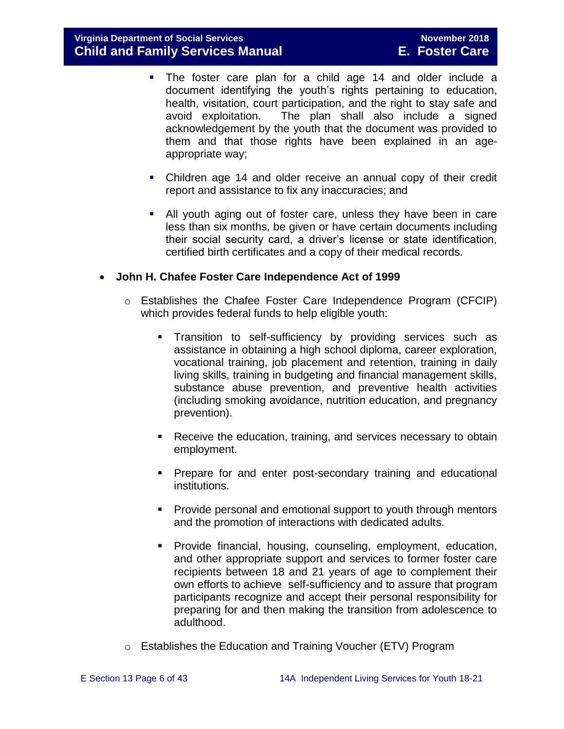- The foster care plan for a child age 14 and older include a document identifying the youth's rights pertaining to education, health, visitation, court participation, and the right to stay safe and avoid exploitation. The plan shall also include a signed acknowledgement by the youth that the document was provided to them and that those rights have been explained in an age-appropriate way;

- Children age 14 and older receive an annual copy of their credit report and assistance to fix any inaccuracies; and

- All youth aging out of foster care, unless they have been in care less than six months, be given or have certain documents including their social security card, a driver's license or state identification, certified birth certificates and a copy of their medical records.

- **John H. Chafee Foster Care Independence Act of 1999**

  - Establishes the Chafee Foster Care Independence Program (CFCIP) which provides federal funds to help eligible youth:

    - Transition to self-sufficiency by providing services such as assistance in obtaining a high school diploma, career exploration, vocational training, job placement and retention, training in daily living skills, training in budgeting and financial management skills, substance abuse prevention, and preventive health activities (including smoking avoidance, nutrition education, and pregnancy prevention).

    - Receive the education, training, and services necessary to obtain employment.

    - Prepare for and enter post-secondary training and educational institutions.

    - Provide personal and emotional support to youth through mentors and the promotion of interactions with dedicated adults.

    - Provide financial, housing, counseling, employment, education, and other appropriate support and services to former foster care recipients between 18 and 21 years of age to complement their own efforts to achieve self-sufficiency and to assure that program participants recognize and accept their personal responsibility for preparing for and then making the transition from adolescence to adulthood.

  - Establishes the Education and Training Voucher (ETV) Program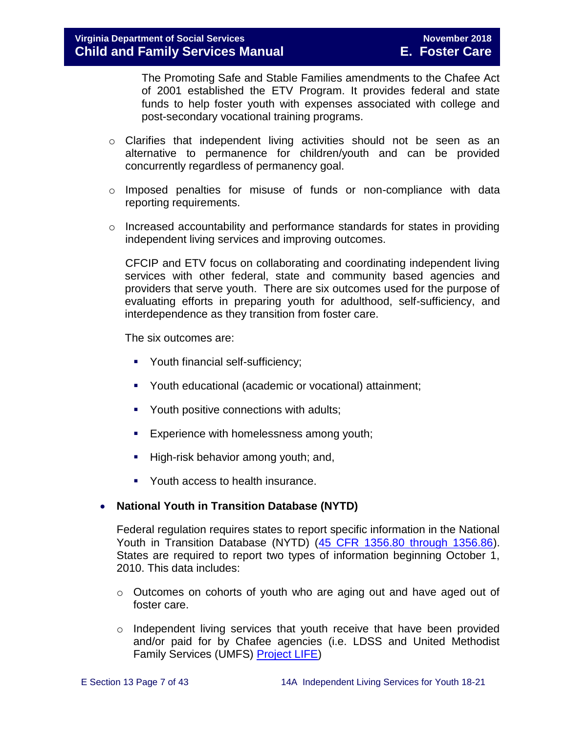The Promoting Safe and Stable Families amendments to the Chafee Act of 2001 established the ETV Program. It provides federal and state funds to help foster youth with expenses associated with college and post-secondary vocational training programs.

- Clarifies that independent living activities should not be seen as an alternative to permanence for children/youth and can be provided concurrently regardless of permanency goal.
- Imposed penalties for misuse of funds or non-compliance with data reporting requirements.
- Increased accountability and performance standards for states in providing independent living services and improving outcomes.

CFCIP and ETV focus on collaborating and coordinating independent living services with other federal, state and community based agencies and providers that serve youth. There are six outcomes used for the purpose of evaluating efforts in preparing youth for adulthood, self-sufficiency, and interdependence as they transition from foster care.

The six outcomes are:

- Youth financial self-sufficiency;
- Youth educational (academic or vocational) attainment;
- Youth positive connections with adults;
- Experience with homelessness among youth;
- High-risk behavior among youth; and,
- Youth access to health insurance.

- **National Youth in Transition Database (NYTD)**

  Federal regulation requires states to report specific information in the National Youth in Transition Database (NYTD) (45 CFR 1356.80 through 1356.86). States are required to report two types of information beginning October 1, 2010. This data includes:

  - Outcomes on cohorts of youth who are aging out and have aged out of foster care.
  - Independent living services that youth receive that have been provided and/or paid for by Chafee agencies (i.e. LDSS and United Methodist Family Services (UMFS) Project LIFE)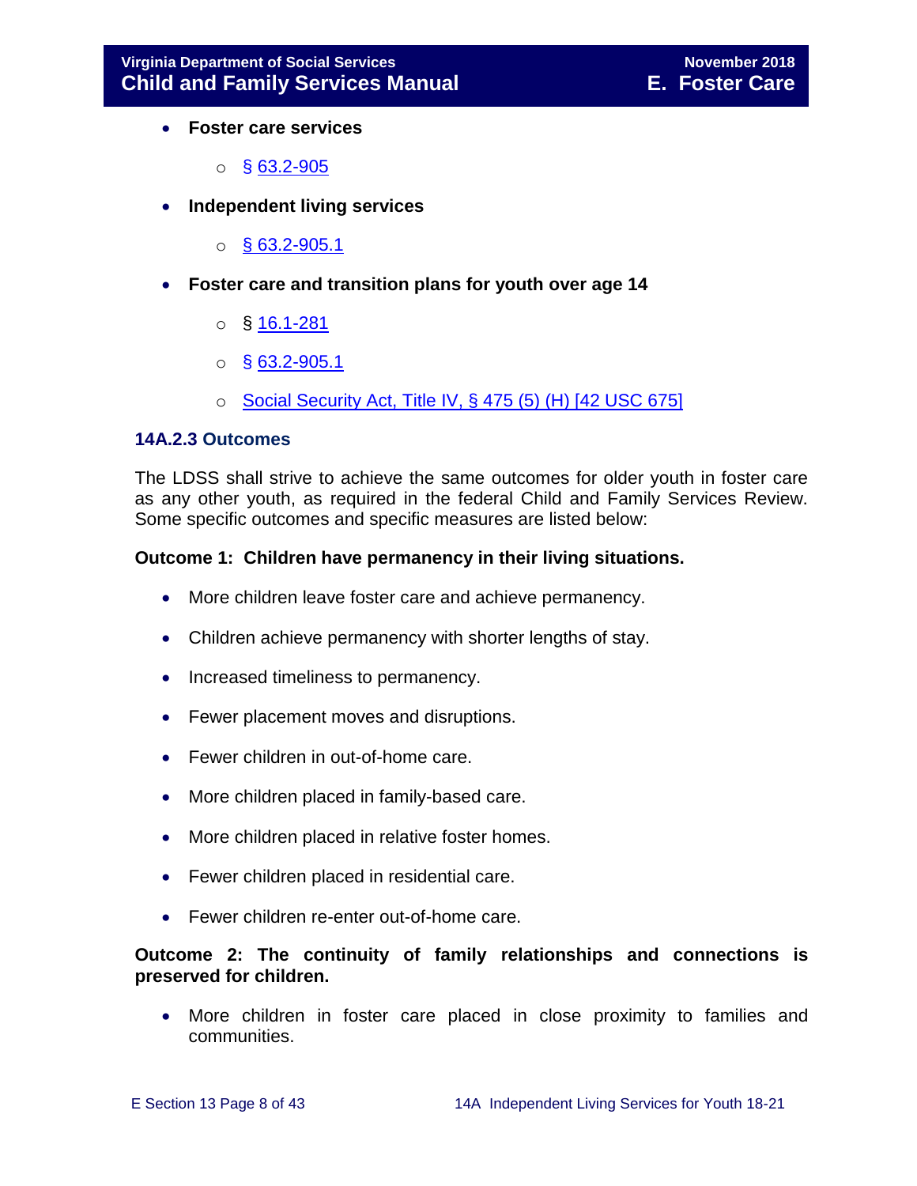- **Foster care services**
    - § 63.2-905
- **Independent living services**
    - § 63.2-905.1
- **Foster care and transition plans for youth over age 14**
    - § 16.1-281
    - § 63.2-905.1
    - Social Security Act, Title IV, § 475 (5) (H) [42 USC 675]

### 14A.2.3 Outcomes

The LDSS shall strive to achieve the same outcomes for older youth in foster care as any other youth, as required in the federal Child and Family Services Review. Some specific outcomes and specific measures are listed below:

**Outcome 1: Children have permanency in their living situations.**

- More children leave foster care and achieve permanency.
- Children achieve permanency with shorter lengths of stay.
- Increased timeliness to permanency.
- Fewer placement moves and disruptions.
- Fewer children in out-of-home care.
- More children placed in family-based care.
- More children placed in relative foster homes.
- Fewer children placed in residential care.
- Fewer children re-enter out-of-home care.

**Outcome 2: The continuity of family relationships and connections is preserved for children.**

- More children in foster care placed in close proximity to families and communities.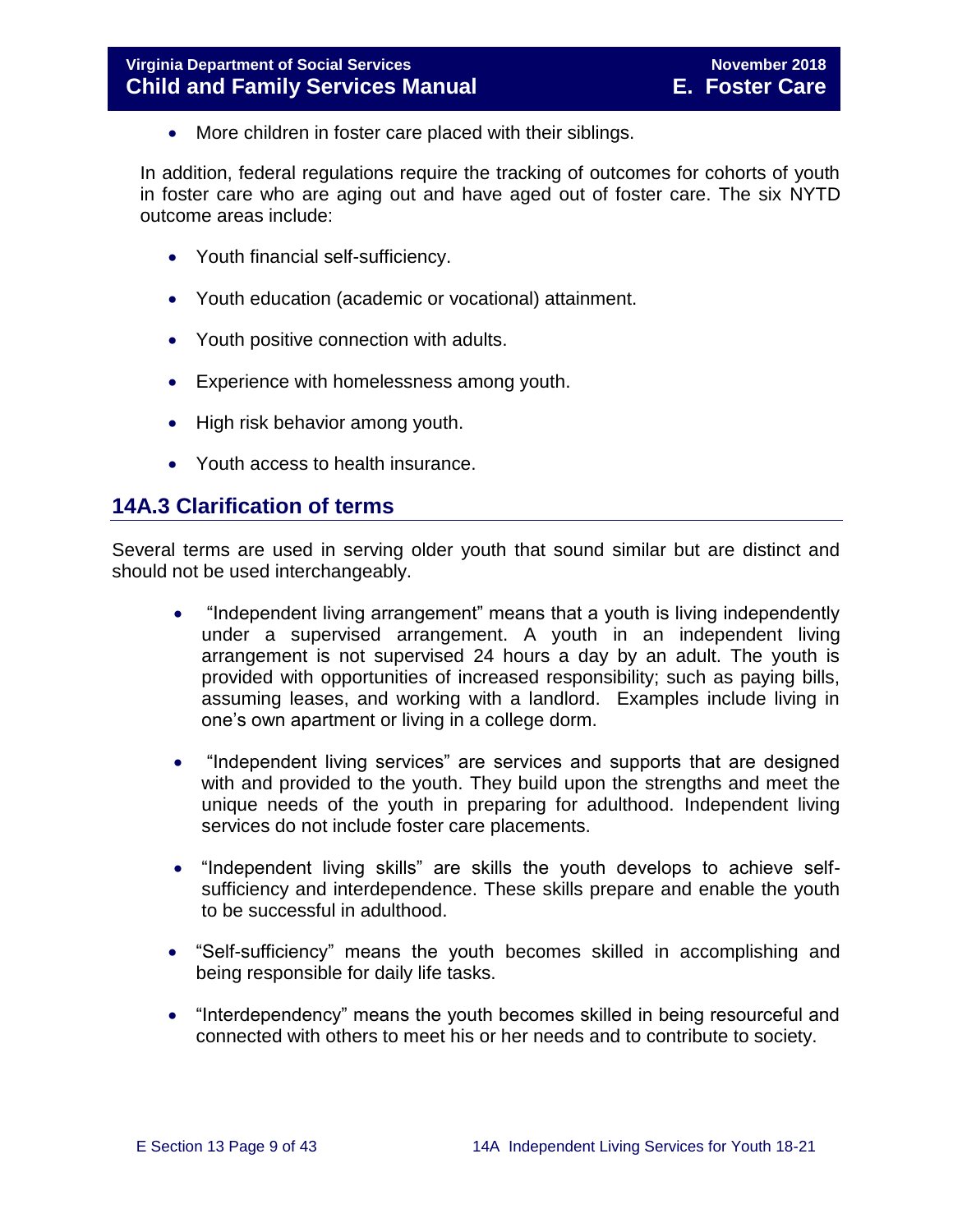- More children in foster care placed with their siblings.

In addition, federal regulations require the tracking of outcomes for cohorts of youth in foster care who are aging out and have aged out of foster care. The six NYTD outcome areas include:

- Youth financial self-sufficiency.
- Youth education (academic or vocational) attainment.
- Youth positive connection with adults.
- Experience with homelessness among youth.
- High risk behavior among youth.
- Youth access to health insurance.

## 14A.3 Clarification of terms

Several terms are used in serving older youth that sound similar but are distinct and should not be used interchangeably.

- "Independent living arrangement" means that a youth is living independently under a supervised arrangement. A youth in an independent living arrangement is not supervised 24 hours a day by an adult. The youth is provided with opportunities of increased responsibility; such as paying bills, assuming leases, and working with a landlord. Examples include living in one's own apartment or living in a college dorm.
- "Independent living services" are services and supports that are designed with and provided to the youth. They build upon the strengths and meet the unique needs of the youth in preparing for adulthood. Independent living services do not include foster care placements.
- "Independent living skills" are skills the youth develops to achieve self-sufficiency and interdependence. These skills prepare and enable the youth to be successful in adulthood.
- "Self-sufficiency" means the youth becomes skilled in accomplishing and being responsible for daily life tasks.
- "Interdependency" means the youth becomes skilled in being resourceful and connected with others to meet his or her needs and to contribute to society.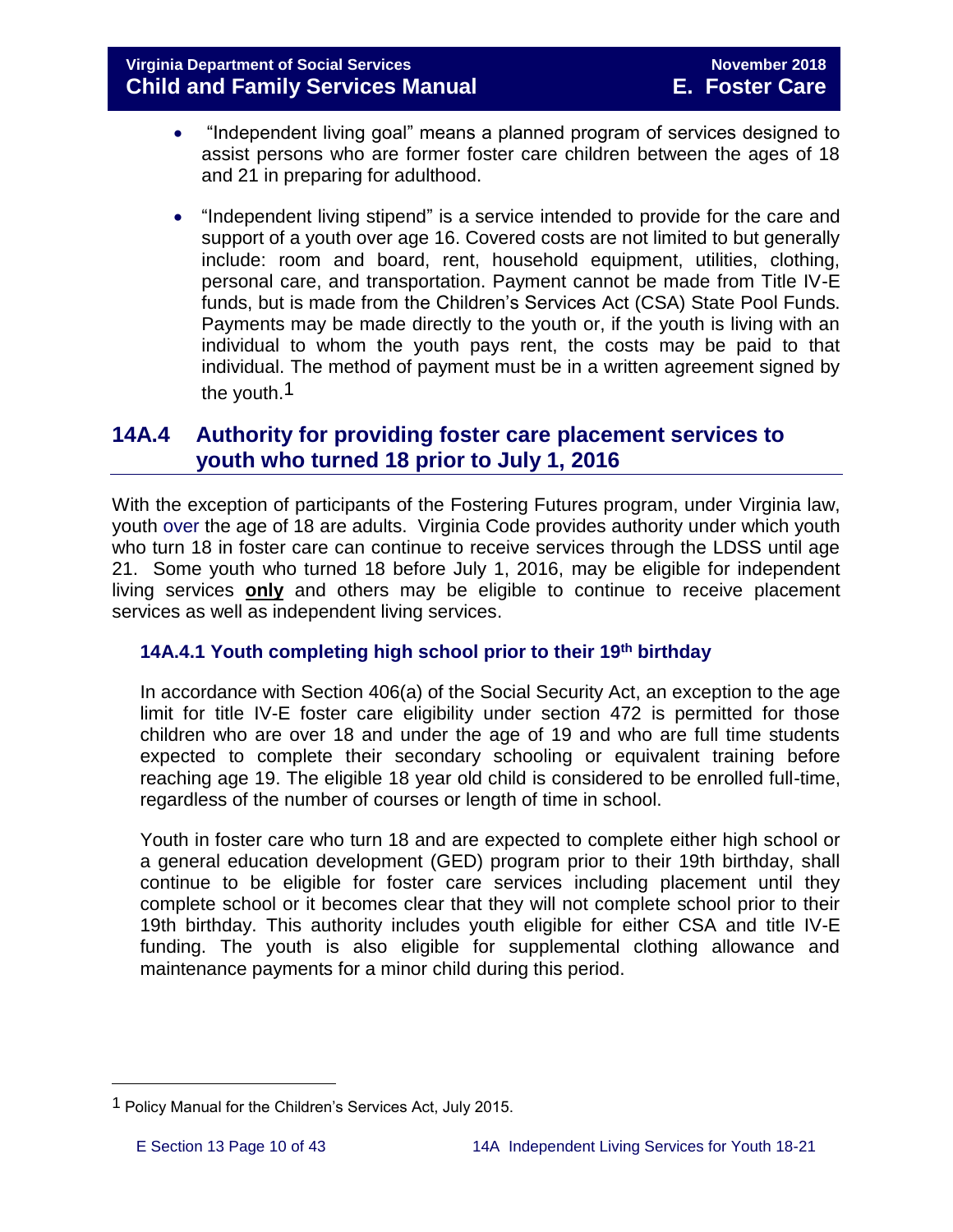- "Independent living goal" means a planned program of services designed to assist persons who are former foster care children between the ages of 18 and 21 in preparing for adulthood.

- "Independent living stipend" is a service intended to provide for the care and support of a youth over age 16. Covered costs are not limited to but generally include: room and board, rent, household equipment, utilities, clothing, personal care, and transportation. Payment cannot be made from Title IV-E funds, but is made from the Children's Services Act (CSA) State Pool Funds. Payments may be made directly to the youth or, if the youth is living with an individual to whom the youth pays rent, the costs may be paid to that individual. The method of payment must be in a written agreement signed by the youth.[1]

## 14A.4 Authority for providing foster care placement services to youth who turned 18 prior to July 1, 2016

With the exception of participants of the Fostering Futures program, under Virginia law, youth over the age of 18 are adults. Virginia Code provides authority under which youth who turn 18 in foster care can continue to receive services through the LDSS until age 21. Some youth who turned 18 before July 1, 2016, may be eligible for independent living services **only** and others may be eligible to continue to receive placement services as well as independent living services.

### 14A.4.1 Youth completing high school prior to their 19th birthday

In accordance with Section 406(a) of the Social Security Act, an exception to the age limit for title IV-E foster care eligibility under section 472 is permitted for those children who are over 18 and under the age of 19 and who are full time students expected to complete their secondary schooling or equivalent training before reaching age 19. The eligible 18 year old child is considered to be enrolled full-time, regardless of the number of courses or length of time in school.

Youth in foster care who turn 18 and are expected to complete either high school or a general education development (GED) program prior to their 19th birthday, shall continue to be eligible for foster care services including placement until they complete school or it becomes clear that they will not complete school prior to their 19th birthday. This authority includes youth eligible for either CSA and title IV-E funding. The youth is also eligible for supplemental clothing allowance and maintenance payments for a minor child during this period.

---

[1] Policy Manual for the Children's Services Act, July 2015.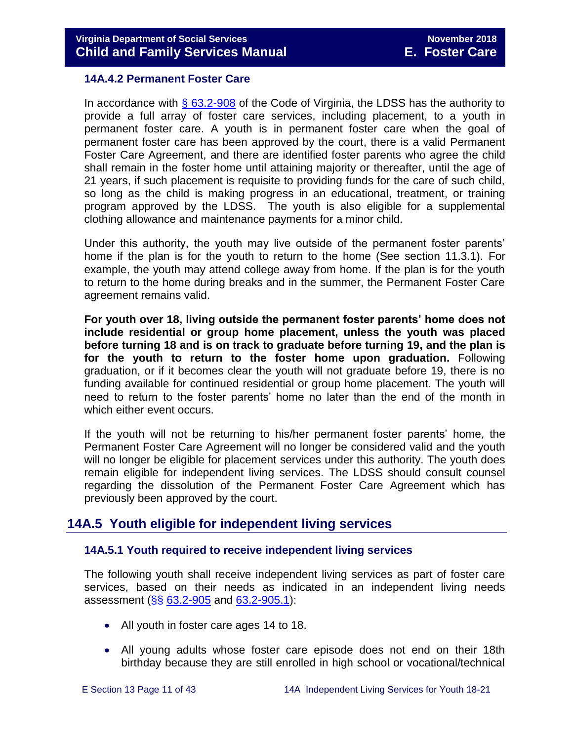### 14A.4.2 Permanent Foster Care

In accordance with [§ 63.2-908](#) of the Code of Virginia, the LDSS has the authority to provide a full array of foster care services, including placement, to a youth in permanent foster care. A youth is in permanent foster care when the goal of permanent foster care has been approved by the court, there is a valid Permanent Foster Care Agreement, and there are identified foster parents who agree the child shall remain in the foster home until attaining majority or thereafter, until the age of 21 years, if such placement is requisite to providing funds for the care of such child, so long as the child is making progress in an educational, treatment, or training program approved by the LDSS. The youth is also eligible for a supplemental clothing allowance and maintenance payments for a minor child.

Under this authority, the youth may live outside of the permanent foster parents' home if the plan is for the youth to return to the home (See section 11.3.1). For example, the youth may attend college away from home. If the plan is for the youth to return to the home during breaks and in the summer, the Permanent Foster Care agreement remains valid.

**For youth over 18, living outside the permanent foster parents' home does not include residential or group home placement, unless the youth was placed before turning 18 and is on track to graduate before turning 19, and the plan is for the youth to return to the foster home upon graduation.** Following graduation, or if it becomes clear the youth will not graduate before 19, there is no funding available for continued residential or group home placement. The youth will need to return to the foster parents' home no later than the end of the month in which either event occurs.

If the youth will not be returning to his/her permanent foster parents' home, the Permanent Foster Care Agreement will no longer be considered valid and the youth will no longer be eligible for placement services under this authority. The youth does remain eligible for independent living services. The LDSS should consult counsel regarding the dissolution of the Permanent Foster Care Agreement which has previously been approved by the court.

## 14A.5 Youth eligible for independent living services

### 14A.5.1 Youth required to receive independent living services

The following youth shall receive independent living services as part of foster care services, based on their needs as indicated in an independent living needs assessment (§§ [63.2-905](#) and [63.2-905.1](#)):

- All youth in foster care ages 14 to 18.
- All young adults whose foster care episode does not end on their 18th birthday because they are still enrolled in high school or vocational/technical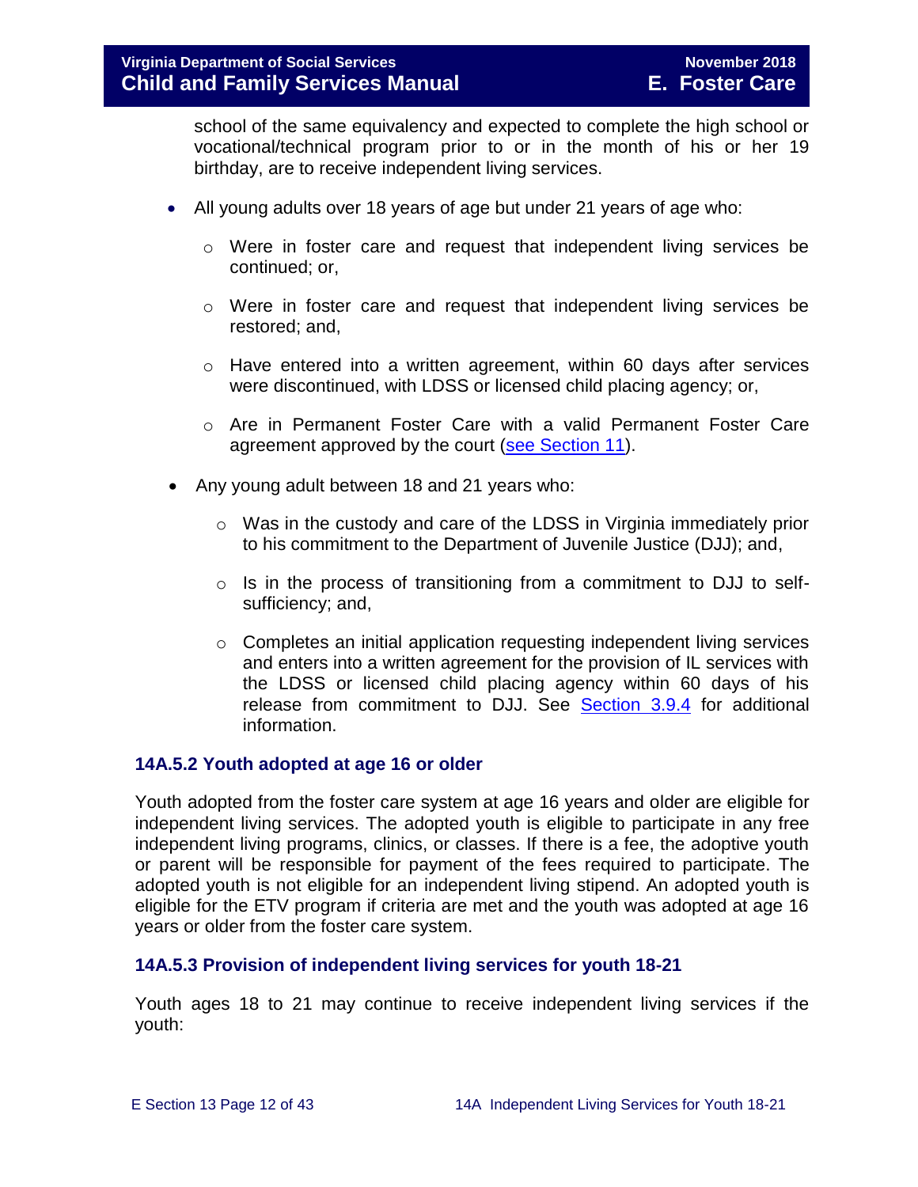school of the same equivalency and expected to complete the high school or vocational/technical program prior to or in the month of his or her 19 birthday, are to receive independent living services.

- All young adults over 18 years of age but under 21 years of age who:
  - Were in foster care and request that independent living services be continued; or,
  - Were in foster care and request that independent living services be restored; and,
  - Have entered into a written agreement, within 60 days after services were discontinued, with LDSS or licensed child placing agency; or,
  - Are in Permanent Foster Care with a valid Permanent Foster Care agreement approved by the court (see Section 11).
- Any young adult between 18 and 21 years who:
  - Was in the custody and care of the LDSS in Virginia immediately prior to his commitment to the Department of Juvenile Justice (DJJ); and,
  - Is in the process of transitioning from a commitment to DJJ to self-sufficiency; and,
  - Completes an initial application requesting independent living services and enters into a written agreement for the provision of IL services with the LDSS or licensed child placing agency within 60 days of his release from commitment to DJJ. See Section 3.9.4 for additional information.

### 14A.5.2 Youth adopted at age 16 or older

Youth adopted from the foster care system at age 16 years and older are eligible for independent living services. The adopted youth is eligible to participate in any free independent living programs, clinics, or classes. If there is a fee, the adoptive youth or parent will be responsible for payment of the fees required to participate. The adopted youth is not eligible for an independent living stipend. An adopted youth is eligible for the ETV program if criteria are met and the youth was adopted at age 16 years or older from the foster care system.

### 14A.5.3 Provision of independent living services for youth 18-21

Youth ages 18 to 21 may continue to receive independent living services if the youth: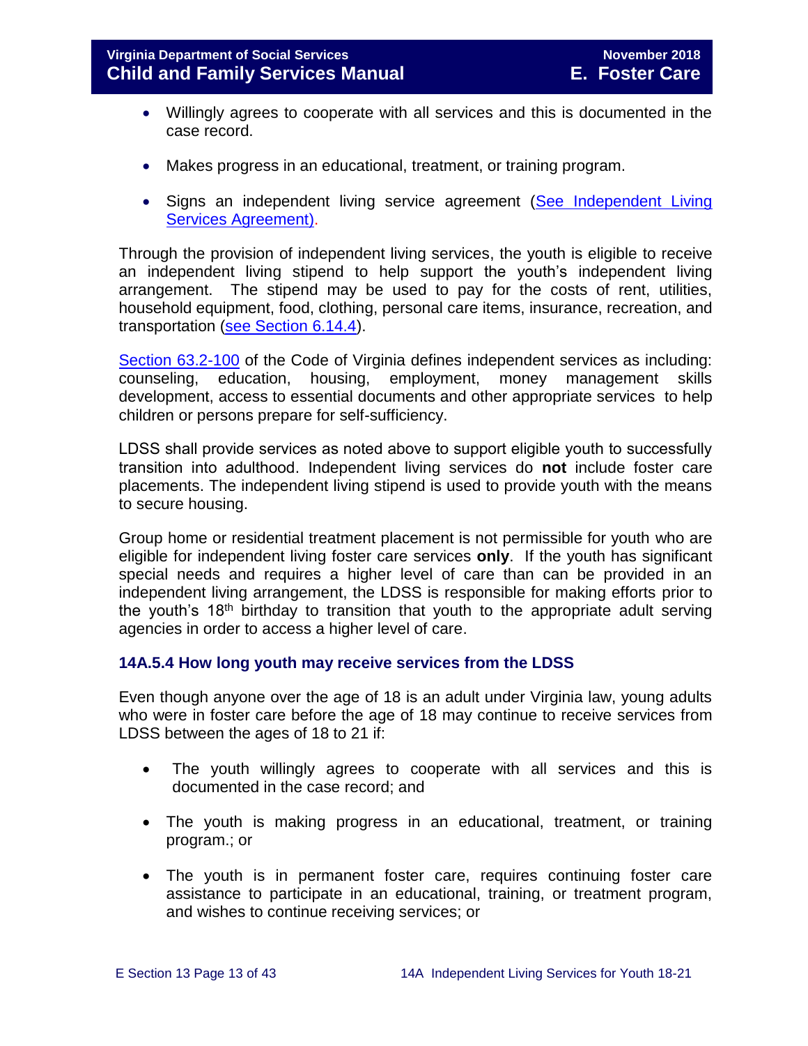- Willingly agrees to cooperate with all services and this is documented in the case record.
- Makes progress in an educational, treatment, or training program.
- Signs an independent living service agreement (See Independent Living Services Agreement).

Through the provision of independent living services, the youth is eligible to receive an independent living stipend to help support the youth's independent living arrangement. The stipend may be used to pay for the costs of rent, utilities, household equipment, food, clothing, personal care items, insurance, recreation, and transportation (see Section 6.14.4).

Section 63.2-100 of the Code of Virginia defines independent services as including: counseling, education, housing, employment, money management skills development, access to essential documents and other appropriate services to help children or persons prepare for self-sufficiency.

LDSS shall provide services as noted above to support eligible youth to successfully transition into adulthood. Independent living services do **not** include foster care placements. The independent living stipend is used to provide youth with the means to secure housing.

Group home or residential treatment placement is not permissible for youth who are eligible for independent living foster care services **only**. If the youth has significant special needs and requires a higher level of care than can be provided in an independent living arrangement, the LDSS is responsible for making efforts prior to the youth's 18th birthday to transition that youth to the appropriate adult serving agencies in order to access a higher level of care.

### 14A.5.4 How long youth may receive services from the LDSS

Even though anyone over the age of 18 is an adult under Virginia law, young adults who were in foster care before the age of 18 may continue to receive services from LDSS between the ages of 18 to 21 if:

- The youth willingly agrees to cooperate with all services and this is documented in the case record; and
- The youth is making progress in an educational, treatment, or training program.; or
- The youth is in permanent foster care, requires continuing foster care assistance to participate in an educational, training, or treatment program, and wishes to continue receiving services; or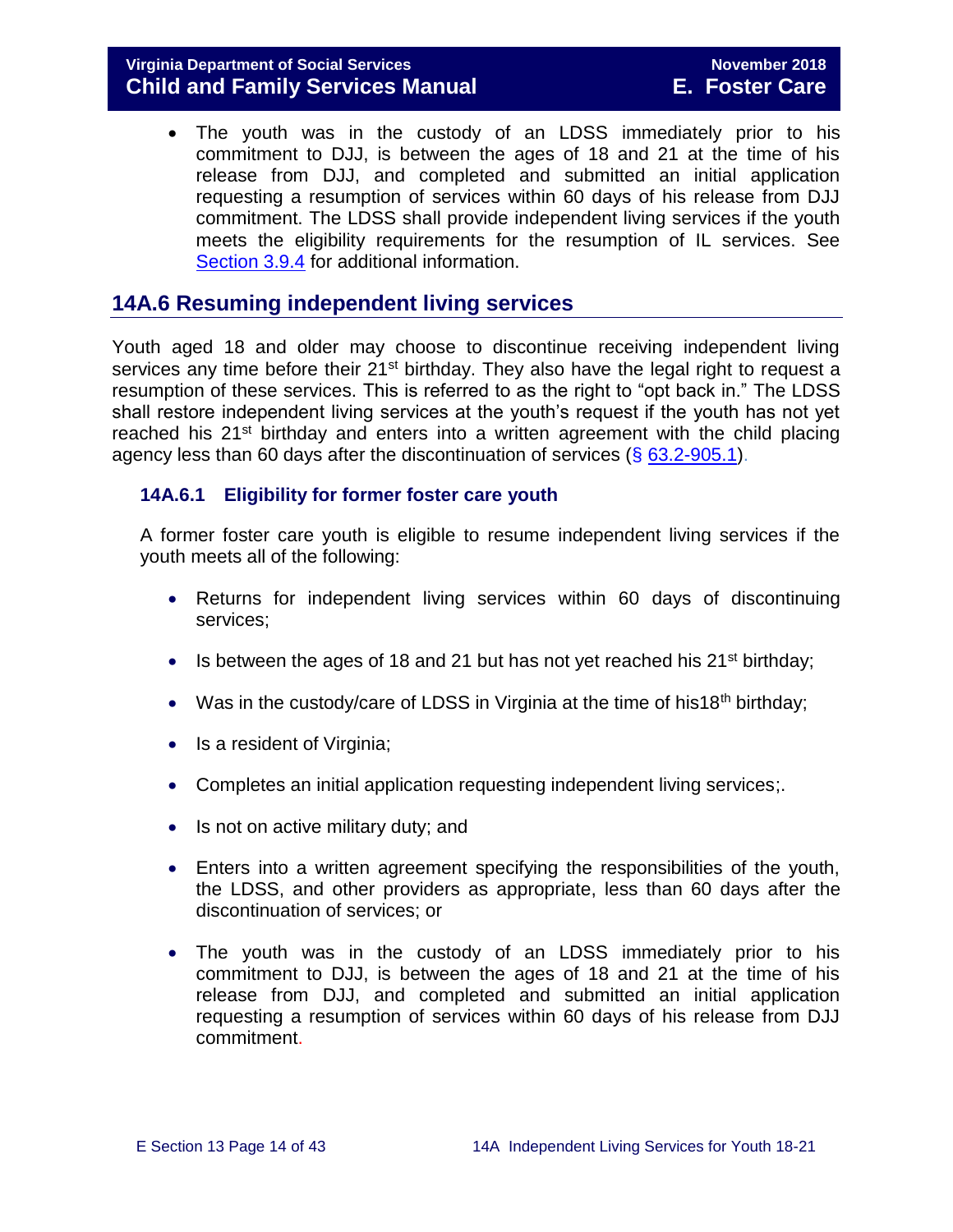- The youth was in the custody of an LDSS immediately prior to his commitment to DJJ, is between the ages of 18 and 21 at the time of his release from DJJ, and completed and submitted an initial application requesting a resumption of services within 60 days of his release from DJJ commitment. The LDSS shall provide independent living services if the youth meets the eligibility requirements for the resumption of IL services. See Section 3.9.4 for additional information.

## 14A.6 Resuming independent living services

Youth aged 18 and older may choose to discontinue receiving independent living services any time before their 21st birthday. They also have the legal right to request a resumption of these services. This is referred to as the right to "opt back in." The LDSS shall restore independent living services at the youth's request if the youth has not yet reached his 21st birthday and enters into a written agreement with the child placing agency less than 60 days after the discontinuation of services (§ 63.2-905.1).

### 14A.6.1 Eligibility for former foster care youth

A former foster care youth is eligible to resume independent living services if the youth meets all of the following:

- Returns for independent living services within 60 days of discontinuing services;
- Is between the ages of 18 and 21 but has not yet reached his 21st birthday;
- Was in the custody/care of LDSS in Virginia at the time of his18th birthday;
- Is a resident of Virginia;
- Completes an initial application requesting independent living services;.
- Is not on active military duty; and
- Enters into a written agreement specifying the responsibilities of the youth, the LDSS, and other providers as appropriate, less than 60 days after the discontinuation of services; or
- The youth was in the custody of an LDSS immediately prior to his commitment to DJJ, is between the ages of 18 and 21 at the time of his release from DJJ, and completed and submitted an initial application requesting a resumption of services within 60 days of his release from DJJ commitment.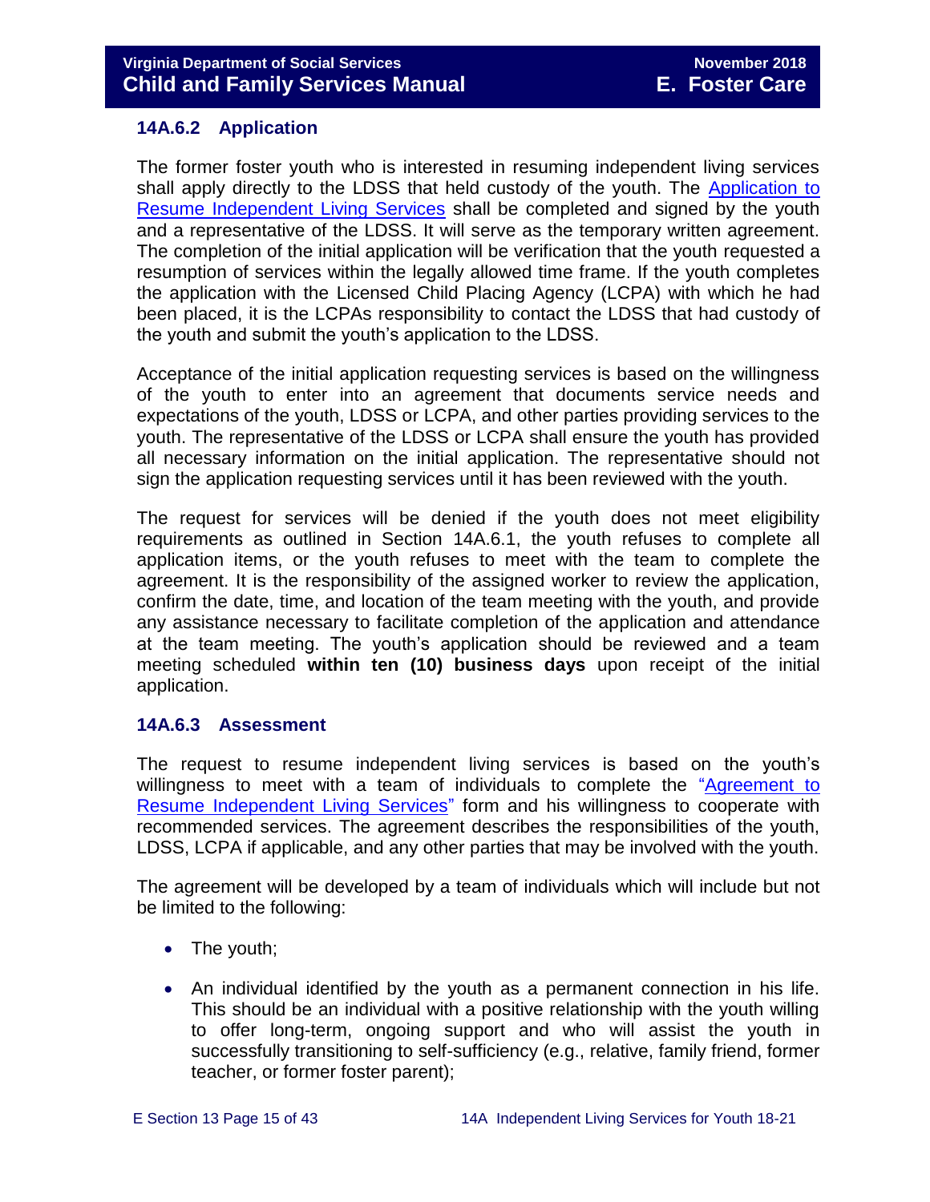### 14A.6.2 Application

The former foster youth who is interested in resuming independent living services shall apply directly to the LDSS that held custody of the youth. The Application to Resume Independent Living Services shall be completed and signed by the youth and a representative of the LDSS. It will serve as the temporary written agreement. The completion of the initial application will be verification that the youth requested a resumption of services within the legally allowed time frame. If the youth completes the application with the Licensed Child Placing Agency (LCPA) with which he had been placed, it is the LCPAs responsibility to contact the LDSS that had custody of the youth and submit the youth's application to the LDSS.

Acceptance of the initial application requesting services is based on the willingness of the youth to enter into an agreement that documents service needs and expectations of the youth, LDSS or LCPA, and other parties providing services to the youth. The representative of the LDSS or LCPA shall ensure the youth has provided all necessary information on the initial application. The representative should not sign the application requesting services until it has been reviewed with the youth.

The request for services will be denied if the youth does not meet eligibility requirements as outlined in Section 14A.6.1, the youth refuses to complete all application items, or the youth refuses to meet with the team to complete the agreement. It is the responsibility of the assigned worker to review the application, confirm the date, time, and location of the team meeting with the youth, and provide any assistance necessary to facilitate completion of the application and attendance at the team meeting. The youth's application should be reviewed and a team meeting scheduled **within ten (10) business days** upon receipt of the initial application.

### 14A.6.3 Assessment

The request to resume independent living services is based on the youth's willingness to meet with a team of individuals to complete the "Agreement to Resume Independent Living Services" form and his willingness to cooperate with recommended services. The agreement describes the responsibilities of the youth, LDSS, LCPA if applicable, and any other parties that may be involved with the youth.

The agreement will be developed by a team of individuals which will include but not be limited to the following:

- The youth;
- An individual identified by the youth as a permanent connection in his life. This should be an individual with a positive relationship with the youth willing to offer long-term, ongoing support and who will assist the youth in successfully transitioning to self-sufficiency (e.g., relative, family friend, former teacher, or former foster parent);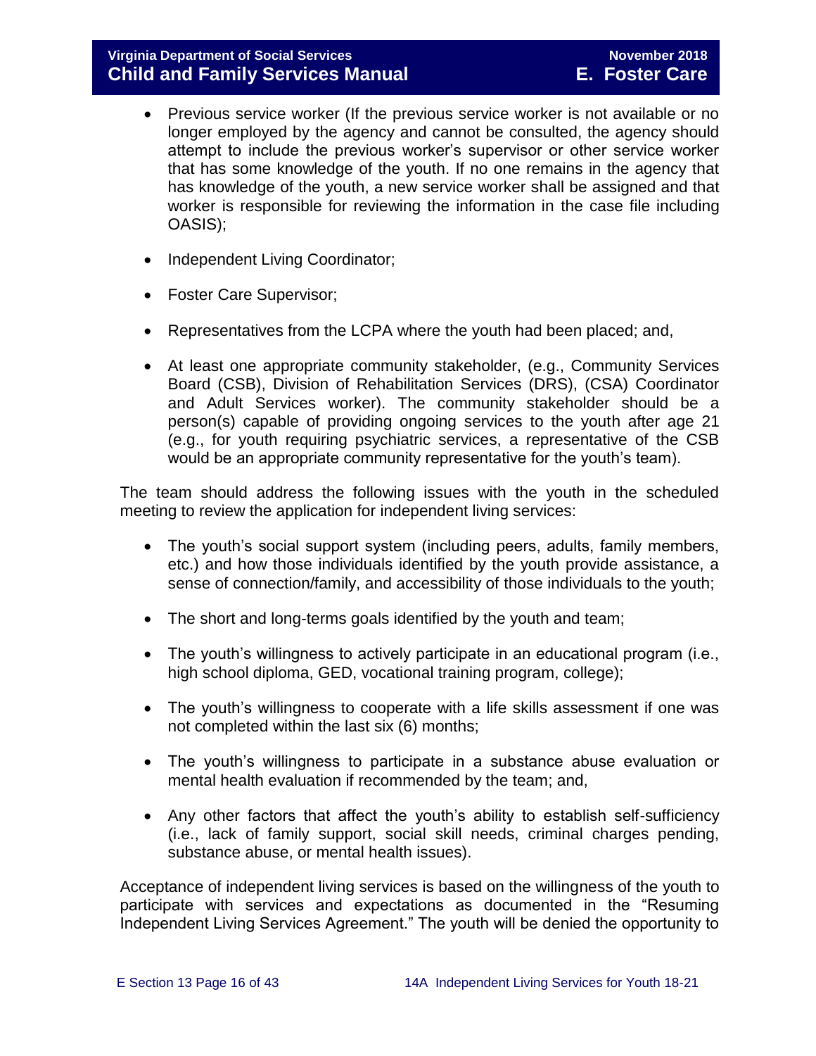- Previous service worker (If the previous service worker is not available or no longer employed by the agency and cannot be consulted, the agency should attempt to include the previous worker's supervisor or other service worker that has some knowledge of the youth. If no one remains in the agency that has knowledge of the youth, a new service worker shall be assigned and that worker is responsible for reviewing the information in the case file including OASIS);

- Independent Living Coordinator;

- Foster Care Supervisor;

- Representatives from the LCPA where the youth had been placed; and,

- At least one appropriate community stakeholder, (e.g., Community Services Board (CSB), Division of Rehabilitation Services (DRS), (CSA) Coordinator and Adult Services worker). The community stakeholder should be a person(s) capable of providing ongoing services to the youth after age 21 (e.g., for youth requiring psychiatric services, a representative of the CSB would be an appropriate community representative for the youth's team).

The team should address the following issues with the youth in the scheduled meeting to review the application for independent living services:

- The youth's social support system (including peers, adults, family members, etc.) and how those individuals identified by the youth provide assistance, a sense of connection/family, and accessibility of those individuals to the youth;

- The short and long-terms goals identified by the youth and team;

- The youth's willingness to actively participate in an educational program (i.e., high school diploma, GED, vocational training program, college);

- The youth's willingness to cooperate with a life skills assessment if one was not completed within the last six (6) months;

- The youth's willingness to participate in a substance abuse evaluation or mental health evaluation if recommended by the team; and,

- Any other factors that affect the youth's ability to establish self-sufficiency (i.e., lack of family support, social skill needs, criminal charges pending, substance abuse, or mental health issues).

Acceptance of independent living services is based on the willingness of the youth to participate with services and expectations as documented in the "Resuming Independent Living Services Agreement." The youth will be denied the opportunity to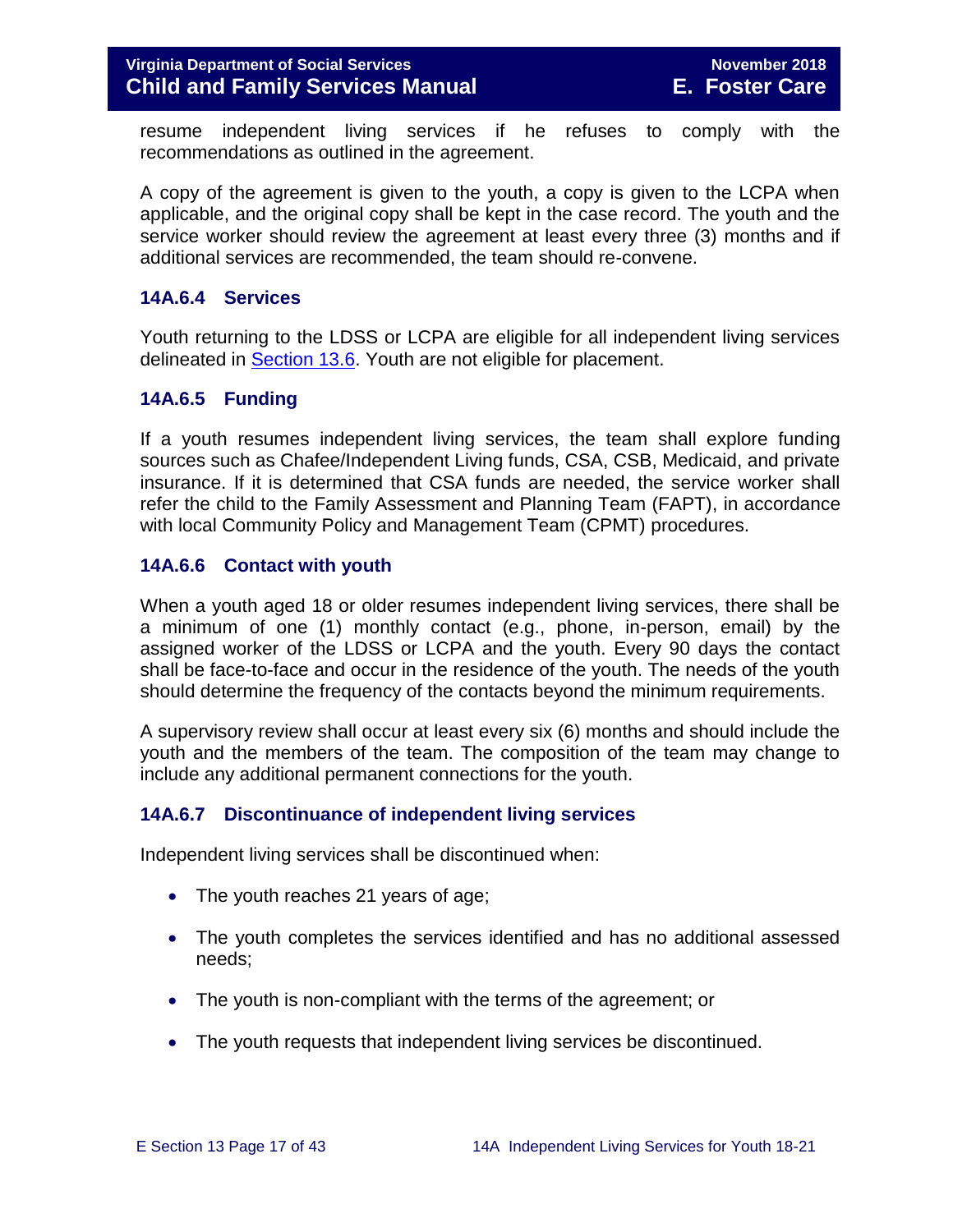resume independent living services if he refuses to comply with the recommendations as outlined in the agreement.

A copy of the agreement is given to the youth, a copy is given to the LCPA when applicable, and the original copy shall be kept in the case record. The youth and the service worker should review the agreement at least every three (3) months and if additional services are recommended, the team should re-convene.

### 14A.6.4 Services

Youth returning to the LDSS or LCPA are eligible for all independent living services delineated in [Section 13.6](). Youth are not eligible for placement.

### 14A.6.5 Funding

If a youth resumes independent living services, the team shall explore funding sources such as Chafee/Independent Living funds, CSA, CSB, Medicaid, and private insurance. If it is determined that CSA funds are needed, the service worker shall refer the child to the Family Assessment and Planning Team (FAPT), in accordance with local Community Policy and Management Team (CPMT) procedures.

### 14A.6.6 Contact with youth

When a youth aged 18 or older resumes independent living services, there shall be a minimum of one (1) monthly contact (e.g., phone, in-person, email) by the assigned worker of the LDSS or LCPA and the youth. Every 90 days the contact shall be face-to-face and occur in the residence of the youth. The needs of the youth should determine the frequency of the contacts beyond the minimum requirements.

A supervisory review shall occur at least every six (6) months and should include the youth and the members of the team. The composition of the team may change to include any additional permanent connections for the youth.

### 14A.6.7 Discontinuance of independent living services

Independent living services shall be discontinued when:

- The youth reaches 21 years of age;
- The youth completes the services identified and has no additional assessed needs;
- The youth is non-compliant with the terms of the agreement; or
- The youth requests that independent living services be discontinued.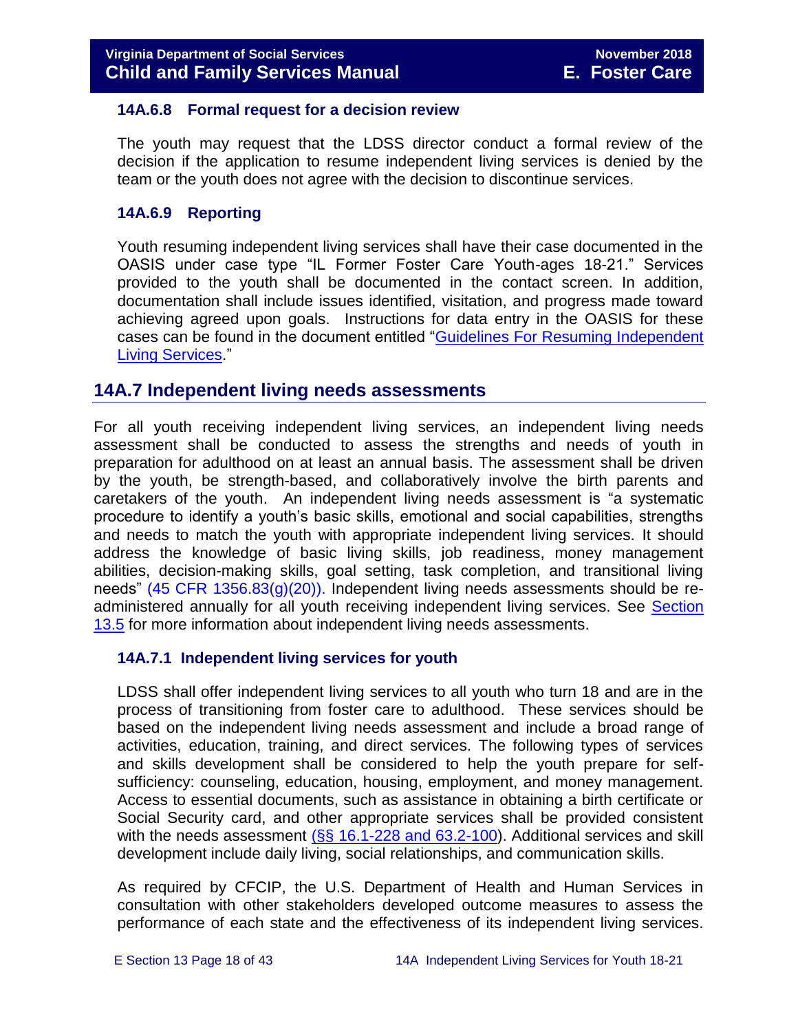### 14A.6.8 Formal request for a decision review

The youth may request that the LDSS director conduct a formal review of the decision if the application to resume independent living services is denied by the team or the youth does not agree with the decision to discontinue services.

### 14A.6.9 Reporting

Youth resuming independent living services shall have their case documented in the OASIS under case type "IL Former Foster Care Youth-ages 18-21." Services provided to the youth shall be documented in the contact screen. In addition, documentation shall include issues identified, visitation, and progress made toward achieving agreed upon goals. Instructions for data entry in the OASIS for these cases can be found in the document entitled "Guidelines For Resuming Independent Living Services."

## 14A.7 Independent living needs assessments

For all youth receiving independent living services, an independent living needs assessment shall be conducted to assess the strengths and needs of youth in preparation for adulthood on at least an annual basis. The assessment shall be driven by the youth, be strength-based, and collaboratively involve the birth parents and caretakers of the youth. An independent living needs assessment is "a systematic procedure to identify a youth's basic skills, emotional and social capabilities, strengths and needs to match the youth with appropriate independent living services. It should address the knowledge of basic living skills, job readiness, money management abilities, decision-making skills, goal setting, task completion, and transitional living needs" (45 CFR 1356.83(g)(20)). Independent living needs assessments should be re-administered annually for all youth receiving independent living services. See Section 13.5 for more information about independent living needs assessments.

### 14A.7.1 Independent living services for youth

LDSS shall offer independent living services to all youth who turn 18 and are in the process of transitioning from foster care to adulthood. These services should be based on the independent living needs assessment and include a broad range of activities, education, training, and direct services. The following types of services and skills development shall be considered to help the youth prepare for self-sufficiency: counseling, education, housing, employment, and money management. Access to essential documents, such as assistance in obtaining a birth certificate or Social Security card, and other appropriate services shall be provided consistent with the needs assessment (§§ 16.1-228 and 63.2-100). Additional services and skill development include daily living, social relationships, and communication skills.

As required by CFCIP, the U.S. Department of Health and Human Services in consultation with other stakeholders developed outcome measures to assess the performance of each state and the effectiveness of its independent living services.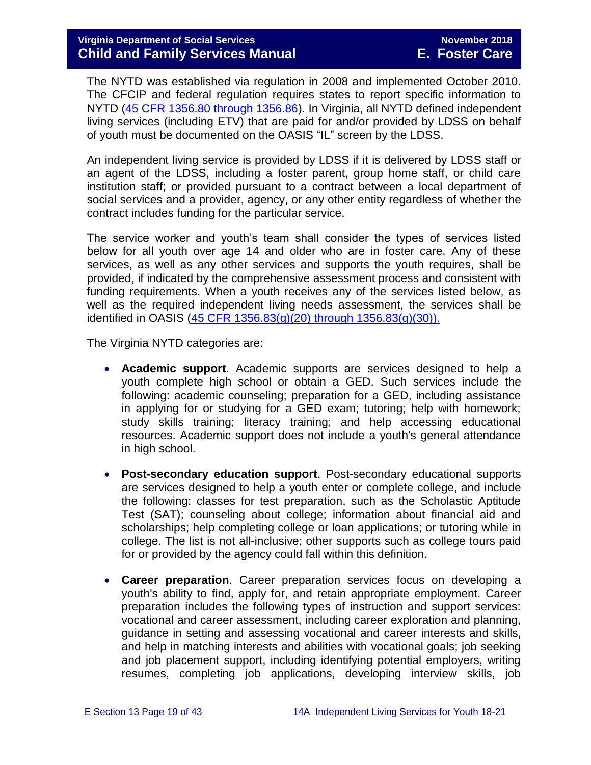The NYTD was established via regulation in 2008 and implemented October 2010. The CFCIP and federal regulation requires states to report specific information to NYTD ([45 CFR 1356.80 through 1356.86](https://www.ecfr.gov/cgi-bin/text-idx?SID=5f1a2ca1ac1ad2e0f6ec5e5e4b8a6b8c&mc=true&node=pt45.4.1356&rgn=div5)). In Virginia, all NYTD defined independent living services (including ETV) that are paid for and/or provided by LDSS on behalf of youth must be documented on the OASIS "IL" screen by the LDSS.

An independent living service is provided by LDSS if it is delivered by LDSS staff or an agent of the LDSS, including a foster parent, group home staff, or child care institution staff; or provided pursuant to a contract between a local department of social services and a provider, agency, or any other entity regardless of whether the contract includes funding for the particular service.

The service worker and youth's team shall consider the types of services listed below for all youth over age 14 and older who are in foster care. Any of these services, as well as any other services and supports the youth requires, shall be provided, if indicated by the comprehensive assessment process and consistent with funding requirements. When a youth receives any of the services listed below, as well as the required independent living needs assessment, the services shall be identified in OASIS (45 CFR 1356.83(g)(20) through 1356.83(g)(30)).

The Virginia NYTD categories are:

- **Academic support**. Academic supports are services designed to help a youth complete high school or obtain a GED. Such services include the following: academic counseling; preparation for a GED, including assistance in applying for or studying for a GED exam; tutoring; help with homework; study skills training; literacy training; and help accessing educational resources. Academic support does not include a youth's general attendance in high school.
- **Post-secondary education support**. Post-secondary educational supports are services designed to help a youth enter or complete college, and include the following: classes for test preparation, such as the Scholastic Aptitude Test (SAT); counseling about college; information about financial aid and scholarships; help completing college or loan applications; or tutoring while in college. The list is not all-inclusive; other supports such as college tours paid for or provided by the agency could fall within this definition.
- **Career preparation**. Career preparation services focus on developing a youth's ability to find, apply for, and retain appropriate employment. Career preparation includes the following types of instruction and support services: vocational and career assessment, including career exploration and planning, guidance in setting and assessing vocational and career interests and skills, and help in matching interests and abilities with vocational goals; job seeking and job placement support, including identifying potential employers, writing resumes, completing job applications, developing interview skills, job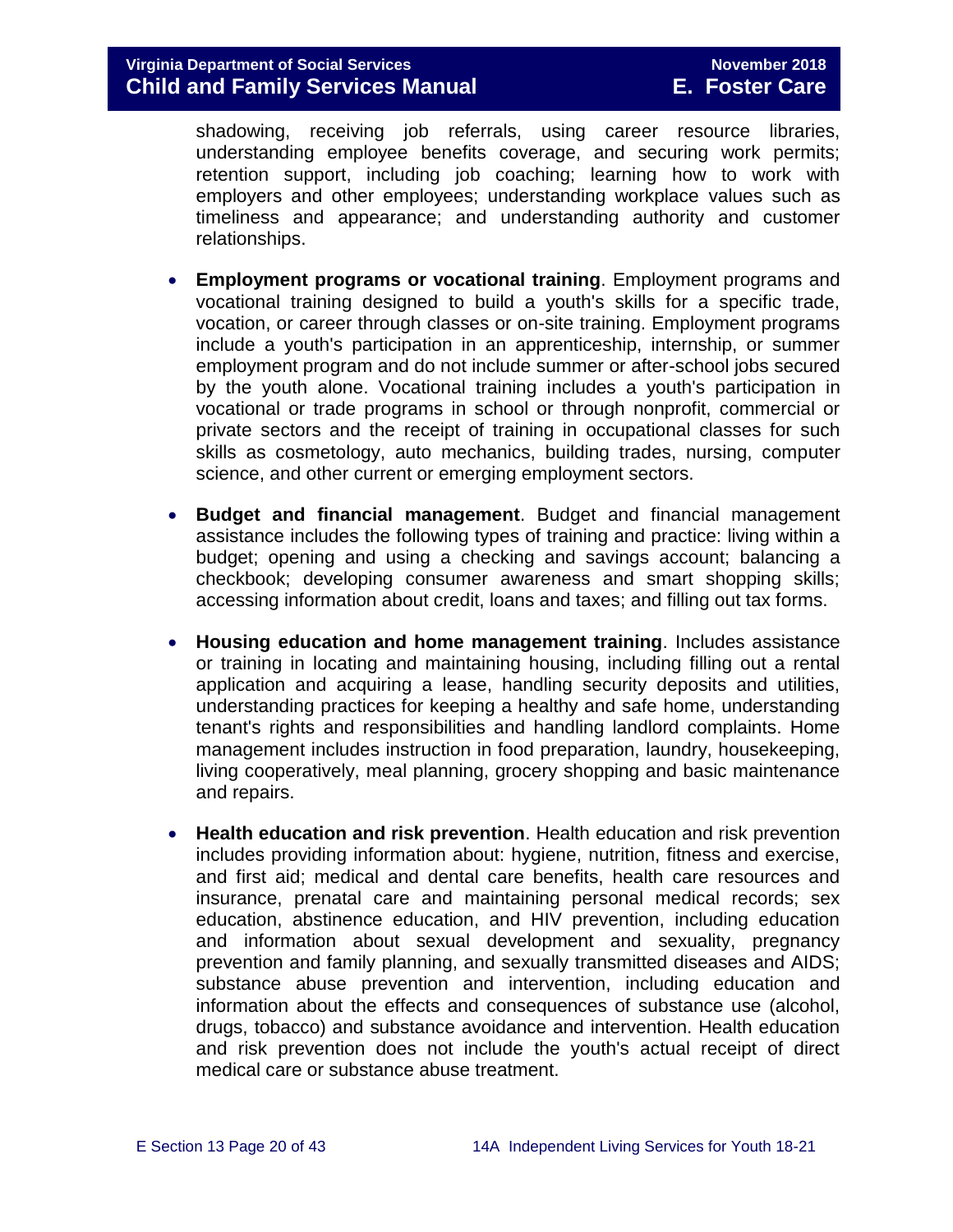shadowing, receiving job referrals, using career resource libraries, understanding employee benefits coverage, and securing work permits; retention support, including job coaching; learning how to work with employers and other employees; understanding workplace values such as timeliness and appearance; and understanding authority and customer relationships.

- **Employment programs or vocational training**. Employment programs and vocational training designed to build a youth's skills for a specific trade, vocation, or career through classes or on-site training. Employment programs include a youth's participation in an apprenticeship, internship, or summer employment program and do not include summer or after-school jobs secured by the youth alone. Vocational training includes a youth's participation in vocational or trade programs in school or through nonprofit, commercial or private sectors and the receipt of training in occupational classes for such skills as cosmetology, auto mechanics, building trades, nursing, computer science, and other current or emerging employment sectors.

- **Budget and financial management**. Budget and financial management assistance includes the following types of training and practice: living within a budget; opening and using a checking and savings account; balancing a checkbook; developing consumer awareness and smart shopping skills; accessing information about credit, loans and taxes; and filling out tax forms.

- **Housing education and home management training**. Includes assistance or training in locating and maintaining housing, including filling out a rental application and acquiring a lease, handling security deposits and utilities, understanding practices for keeping a healthy and safe home, understanding tenant's rights and responsibilities and handling landlord complaints. Home management includes instruction in food preparation, laundry, housekeeping, living cooperatively, meal planning, grocery shopping and basic maintenance and repairs.

- **Health education and risk prevention**. Health education and risk prevention includes providing information about: hygiene, nutrition, fitness and exercise, and first aid; medical and dental care benefits, health care resources and insurance, prenatal care and maintaining personal medical records; sex education, abstinence education, and HIV prevention, including education and information about sexual development and sexuality, pregnancy prevention and family planning, and sexually transmitted diseases and AIDS; substance abuse prevention and intervention, including education and information about the effects and consequences of substance use (alcohol, drugs, tobacco) and substance avoidance and intervention. Health education and risk prevention does not include the youth's actual receipt of direct medical care or substance abuse treatment.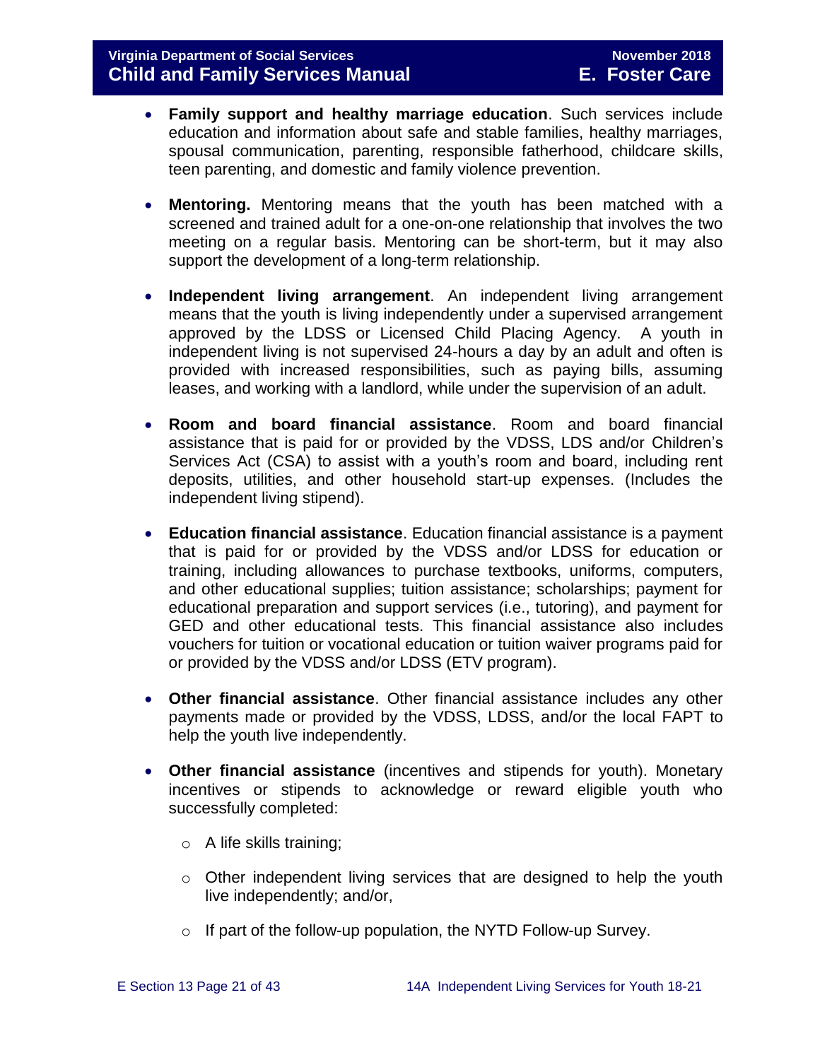- **Family support and healthy marriage education**. Such services include education and information about safe and stable families, healthy marriages, spousal communication, parenting, responsible fatherhood, childcare skills, teen parenting, and domestic and family violence prevention.

- **Mentoring.** Mentoring means that the youth has been matched with a screened and trained adult for a one-on-one relationship that involves the two meeting on a regular basis. Mentoring can be short-term, but it may also support the development of a long-term relationship.

- **Independent living arrangement**. An independent living arrangement means that the youth is living independently under a supervised arrangement approved by the LDSS or Licensed Child Placing Agency. A youth in independent living is not supervised 24-hours a day by an adult and often is provided with increased responsibilities, such as paying bills, assuming leases, and working with a landlord, while under the supervision of an adult.

- **Room and board financial assistance**. Room and board financial assistance that is paid for or provided by the VDSS, LDS and/or Children's Services Act (CSA) to assist with a youth's room and board, including rent deposits, utilities, and other household start-up expenses. (Includes the independent living stipend).

- **Education financial assistance**. Education financial assistance is a payment that is paid for or provided by the VDSS and/or LDSS for education or training, including allowances to purchase textbooks, uniforms, computers, and other educational supplies; tuition assistance; scholarships; payment for educational preparation and support services (i.e., tutoring), and payment for GED and other educational tests. This financial assistance also includes vouchers for tuition or vocational education or tuition waiver programs paid for or provided by the VDSS and/or LDSS (ETV program).

- **Other financial assistance**. Other financial assistance includes any other payments made or provided by the VDSS, LDSS, and/or the local FAPT to help the youth live independently.

- **Other financial assistance** (incentives and stipends for youth). Monetary incentives or stipends to acknowledge or reward eligible youth who successfully completed:
  - A life skills training;
  - Other independent living services that are designed to help the youth live independently; and/or,
  - If part of the follow-up population, the NYTD Follow-up Survey.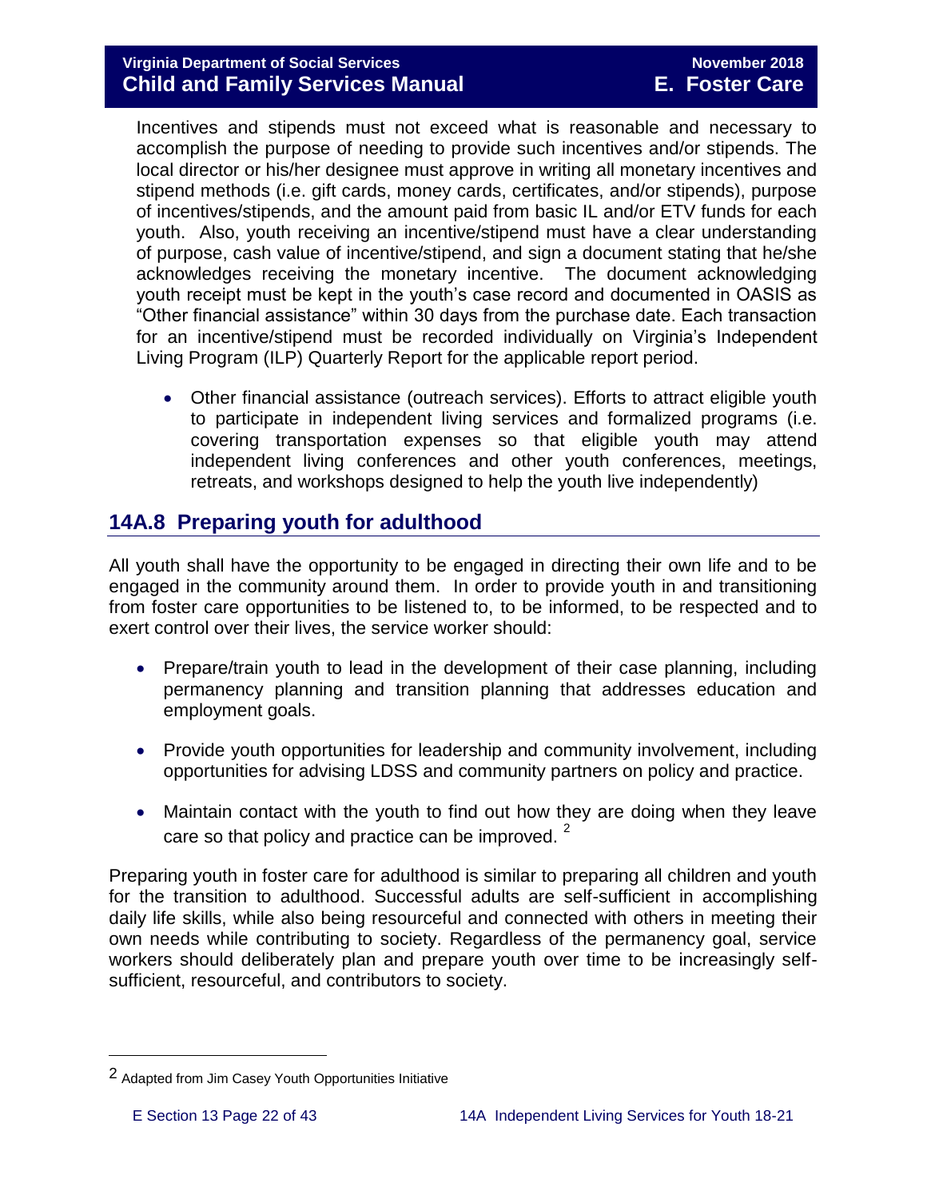Incentives and stipends must not exceed what is reasonable and necessary to accomplish the purpose of needing to provide such incentives and/or stipends. The local director or his/her designee must approve in writing all monetary incentives and stipend methods (i.e. gift cards, money cards, certificates, and/or stipends), purpose of incentives/stipends, and the amount paid from basic IL and/or ETV funds for each youth. Also, youth receiving an incentive/stipend must have a clear understanding of purpose, cash value of incentive/stipend, and sign a document stating that he/she acknowledges receiving the monetary incentive. The document acknowledging youth receipt must be kept in the youth's case record and documented in OASIS as "Other financial assistance" within 30 days from the purchase date. Each transaction for an incentive/stipend must be recorded individually on Virginia's Independent Living Program (ILP) Quarterly Report for the applicable report period.

- Other financial assistance (outreach services). Efforts to attract eligible youth to participate in independent living services and formalized programs (i.e. covering transportation expenses so that eligible youth may attend independent living conferences and other youth conferences, meetings, retreats, and workshops designed to help the youth live independently)

## 14A.8 Preparing youth for adulthood

All youth shall have the opportunity to be engaged in directing their own life and to be engaged in the community around them. In order to provide youth in and transitioning from foster care opportunities to be listened to, to be informed, to be respected and to exert control over their lives, the service worker should:

- Prepare/train youth to lead in the development of their case planning, including permanency planning and transition planning that addresses education and employment goals.
- Provide youth opportunities for leadership and community involvement, including opportunities for advising LDSS and community partners on policy and practice.
- Maintain contact with the youth to find out how they are doing when they leave care so that policy and practice can be improved. [2]

Preparing youth in foster care for adulthood is similar to preparing all children and youth for the transition to adulthood. Successful adults are self-sufficient in accomplishing daily life skills, while also being resourceful and connected with others in meeting their own needs while contributing to society. Regardless of the permanency goal, service workers should deliberately plan and prepare youth over time to be increasingly self-sufficient, resourceful, and contributors to society.

---

[2] Adapted from Jim Casey Youth Opportunities Initiative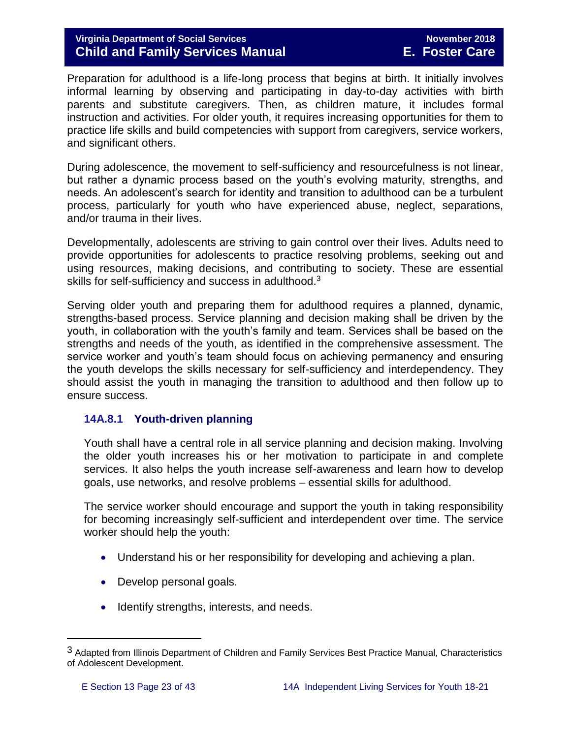Preparation for adulthood is a life-long process that begins at birth. It initially involves informal learning by observing and participating in day-to-day activities with birth parents and substitute caregivers. Then, as children mature, it includes formal instruction and activities. For older youth, it requires increasing opportunities for them to practice life skills and build competencies with support from caregivers, service workers, and significant others.

During adolescence, the movement to self-sufficiency and resourcefulness is not linear, but rather a dynamic process based on the youth's evolving maturity, strengths, and needs. An adolescent's search for identity and transition to adulthood can be a turbulent process, particularly for youth who have experienced abuse, neglect, separations, and/or trauma in their lives.

Developmentally, adolescents are striving to gain control over their lives. Adults need to provide opportunities for adolescents to practice resolving problems, seeking out and using resources, making decisions, and contributing to society. These are essential skills for self-sufficiency and success in adulthood.[3]

Serving older youth and preparing them for adulthood requires a planned, dynamic, strengths-based process. Service planning and decision making shall be driven by the youth, in collaboration with the youth's family and team. Services shall be based on the strengths and needs of the youth, as identified in the comprehensive assessment. The service worker and youth's team should focus on achieving permanency and ensuring the youth develops the skills necessary for self-sufficiency and interdependency. They should assist the youth in managing the transition to adulthood and then follow up to ensure success.

### 14A.8.1 Youth-driven planning

Youth shall have a central role in all service planning and decision making. Involving the older youth increases his or her motivation to participate in and complete services. It also helps the youth increase self-awareness and learn how to develop goals, use networks, and resolve problems – essential skills for adulthood.

The service worker should encourage and support the youth in taking responsibility for becoming increasingly self-sufficient and interdependent over time. The service worker should help the youth:

- Understand his or her responsibility for developing and achieving a plan.
- Develop personal goals.
- Identify strengths, interests, and needs.

---

[3] Adapted from Illinois Department of Children and Family Services Best Practice Manual, Characteristics of Adolescent Development.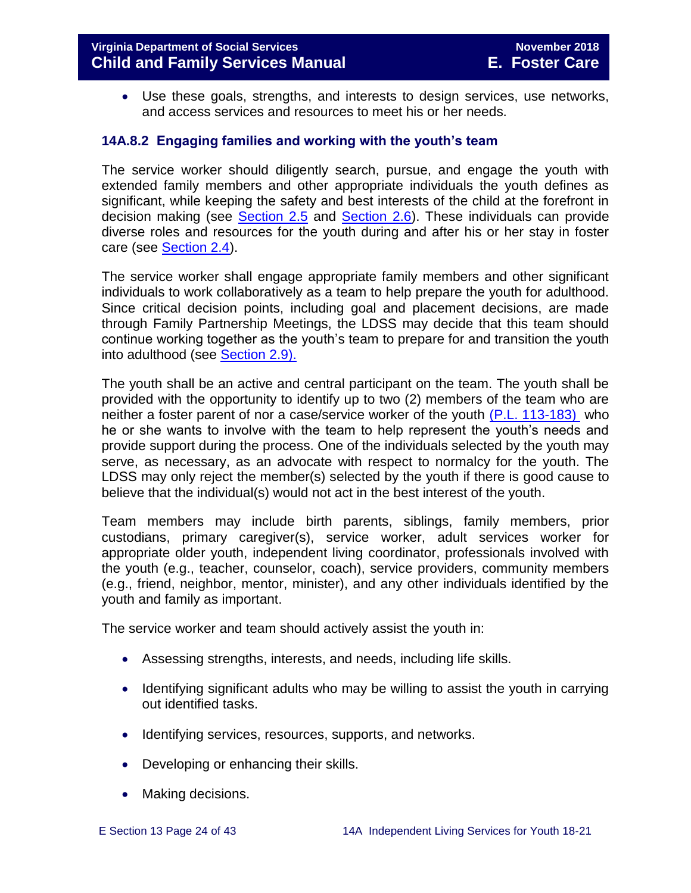- Use these goals, strengths, and interests to design services, use networks, and access services and resources to meet his or her needs.

### 14A.8.2 Engaging families and working with the youth's team

The service worker should diligently search, pursue, and engage the youth with extended family members and other appropriate individuals the youth defines as significant, while keeping the safety and best interests of the child at the forefront in decision making (see Section 2.5 and Section 2.6). These individuals can provide diverse roles and resources for the youth during and after his or her stay in foster care (see Section 2.4).

The service worker shall engage appropriate family members and other significant individuals to work collaboratively as a team to help prepare the youth for adulthood. Since critical decision points, including goal and placement decisions, are made through Family Partnership Meetings, the LDSS may decide that this team should continue working together as the youth's team to prepare for and transition the youth into adulthood (see Section 2.9).

The youth shall be an active and central participant on the team. The youth shall be provided with the opportunity to identify up to two (2) members of the team who are neither a foster parent of nor a case/service worker of the youth (P.L. 113-183) who he or she wants to involve with the team to help represent the youth's needs and provide support during the process. One of the individuals selected by the youth may serve, as necessary, as an advocate with respect to normalcy for the youth. The LDSS may only reject the member(s) selected by the youth if there is good cause to believe that the individual(s) would not act in the best interest of the youth.

Team members may include birth parents, siblings, family members, prior custodians, primary caregiver(s), service worker, adult services worker for appropriate older youth, independent living coordinator, professionals involved with the youth (e.g., teacher, counselor, coach), service providers, community members (e.g., friend, neighbor, mentor, minister), and any other individuals identified by the youth and family as important.

The service worker and team should actively assist the youth in:

- Assessing strengths, interests, and needs, including life skills.
- Identifying significant adults who may be willing to assist the youth in carrying out identified tasks.
- Identifying services, resources, supports, and networks.
- Developing or enhancing their skills.
- Making decisions.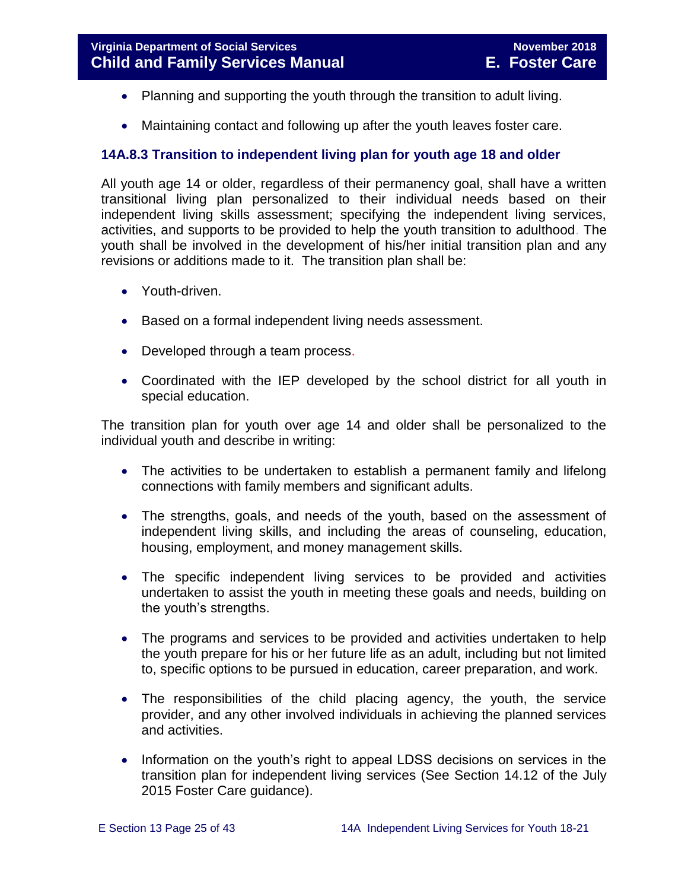- Planning and supporting the youth through the transition to adult living.
- Maintaining contact and following up after the youth leaves foster care.

### 14A.8.3 Transition to independent living plan for youth age 18 and older

All youth age 14 or older, regardless of their permanency goal, shall have a written transitional living plan personalized to their individual needs based on their independent living skills assessment; specifying the independent living services, activities, and supports to be provided to help the youth transition to adulthood. The youth shall be involved in the development of his/her initial transition plan and any revisions or additions made to it. The transition plan shall be:

- Youth-driven.
- Based on a formal independent living needs assessment.
- Developed through a team process.
- Coordinated with the IEP developed by the school district for all youth in special education.

The transition plan for youth over age 14 and older shall be personalized to the individual youth and describe in writing:

- The activities to be undertaken to establish a permanent family and lifelong connections with family members and significant adults.
- The strengths, goals, and needs of the youth, based on the assessment of independent living skills, and including the areas of counseling, education, housing, employment, and money management skills.
- The specific independent living services to be provided and activities undertaken to assist the youth in meeting these goals and needs, building on the youth's strengths.
- The programs and services to be provided and activities undertaken to help the youth prepare for his or her future life as an adult, including but not limited to, specific options to be pursued in education, career preparation, and work.
- The responsibilities of the child placing agency, the youth, the service provider, and any other involved individuals in achieving the planned services and activities.
- Information on the youth's right to appeal LDSS decisions on services in the transition plan for independent living services (See Section 14.12 of the July 2015 Foster Care guidance).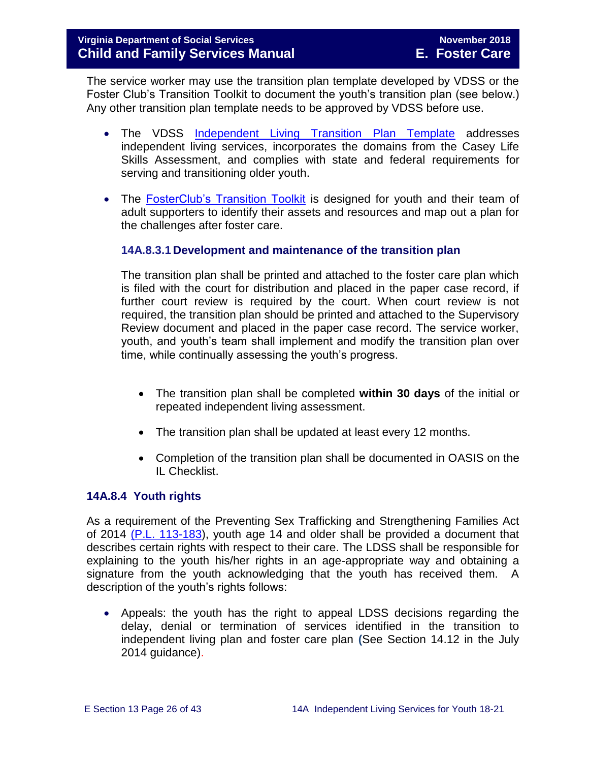The service worker may use the transition plan template developed by VDSS or the Foster Club's Transition Toolkit to document the youth's transition plan (see below.) Any other transition plan template needs to be approved by VDSS before use.

- The VDSS Independent Living Transition Plan Template addresses independent living services, incorporates the domains from the Casey Life Skills Assessment, and complies with state and federal requirements for serving and transitioning older youth.

- The FosterClub's Transition Toolkit is designed for youth and their team of adult supporters to identify their assets and resources and map out a plan for the challenges after foster care.

#### 14A.8.3.1 Development and maintenance of the transition plan

The transition plan shall be printed and attached to the foster care plan which is filed with the court for distribution and placed in the paper case record, if further court review is required by the court. When court review is not required, the transition plan should be printed and attached to the Supervisory Review document and placed in the paper case record. The service worker, youth, and youth's team shall implement and modify the transition plan over time, while continually assessing the youth's progress.

- The transition plan shall be completed **within 30 days** of the initial or repeated independent living assessment.

- The transition plan shall be updated at least every 12 months.

- Completion of the transition plan shall be documented in OASIS on the IL Checklist.

### 14A.8.4 Youth rights

As a requirement of the Preventing Sex Trafficking and Strengthening Families Act of 2014 (P.L. 113-183), youth age 14 and older shall be provided a document that describes certain rights with respect to their care. The LDSS shall be responsible for explaining to the youth his/her rights in an age-appropriate way and obtaining a signature from the youth acknowledging that the youth has received them. A description of the youth's rights follows:

- Appeals: the youth has the right to appeal LDSS decisions regarding the delay, denial or termination of services identified in the transition to independent living plan and foster care plan (See Section 14.12 in the July 2014 guidance).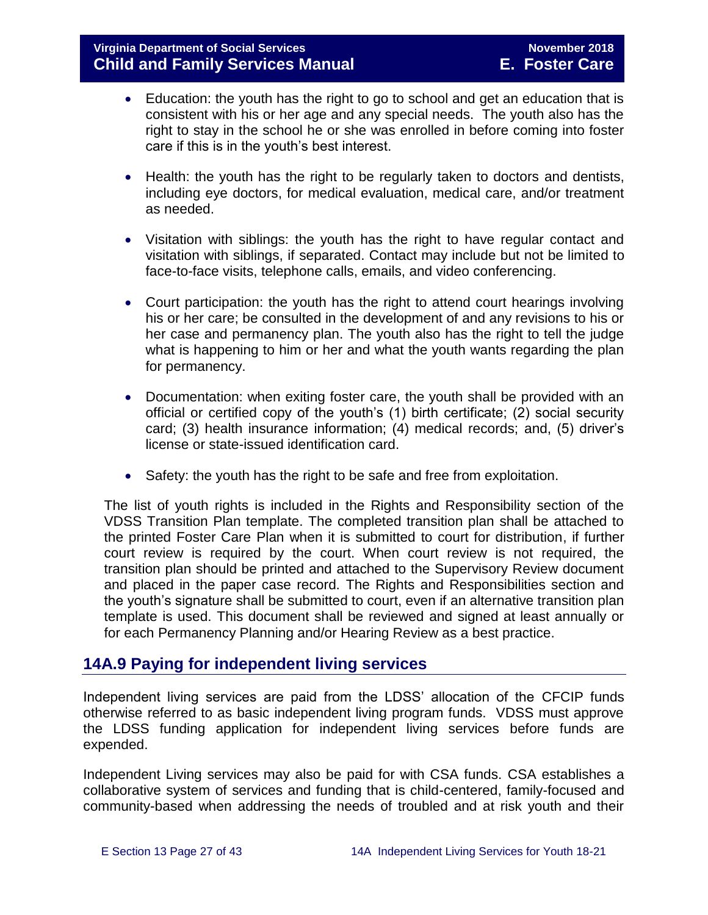- Education: the youth has the right to go to school and get an education that is consistent with his or her age and any special needs. The youth also has the right to stay in the school he or she was enrolled in before coming into foster care if this is in the youth's best interest.

- Health: the youth has the right to be regularly taken to doctors and dentists, including eye doctors, for medical evaluation, medical care, and/or treatment as needed.

- Visitation with siblings: the youth has the right to have regular contact and visitation with siblings, if separated. Contact may include but not be limited to face-to-face visits, telephone calls, emails, and video conferencing.

- Court participation: the youth has the right to attend court hearings involving his or her care; be consulted in the development of and any revisions to his or her case and permanency plan. The youth also has the right to tell the judge what is happening to him or her and what the youth wants regarding the plan for permanency.

- Documentation: when exiting foster care, the youth shall be provided with an official or certified copy of the youth's (1) birth certificate; (2) social security card; (3) health insurance information; (4) medical records; and, (5) driver's license or state-issued identification card.

- Safety: the youth has the right to be safe and free from exploitation.

The list of youth rights is included in the Rights and Responsibility section of the VDSS Transition Plan template. The completed transition plan shall be attached to the printed Foster Care Plan when it is submitted to court for distribution, if further court review is required by the court. When court review is not required, the transition plan should be printed and attached to the Supervisory Review document and placed in the paper case record. The Rights and Responsibilities section and the youth's signature shall be submitted to court, even if an alternative transition plan template is used. This document shall be reviewed and signed at least annually or for each Permanency Planning and/or Hearing Review as a best practice.

## 14A.9 Paying for independent living services

Independent living services are paid from the LDSS' allocation of the CFCIP funds otherwise referred to as basic independent living program funds. VDSS must approve the LDSS funding application for independent living services before funds are expended.

Independent Living services may also be paid for with CSA funds. CSA establishes a collaborative system of services and funding that is child-centered, family-focused and community-based when addressing the needs of troubled and at risk youth and their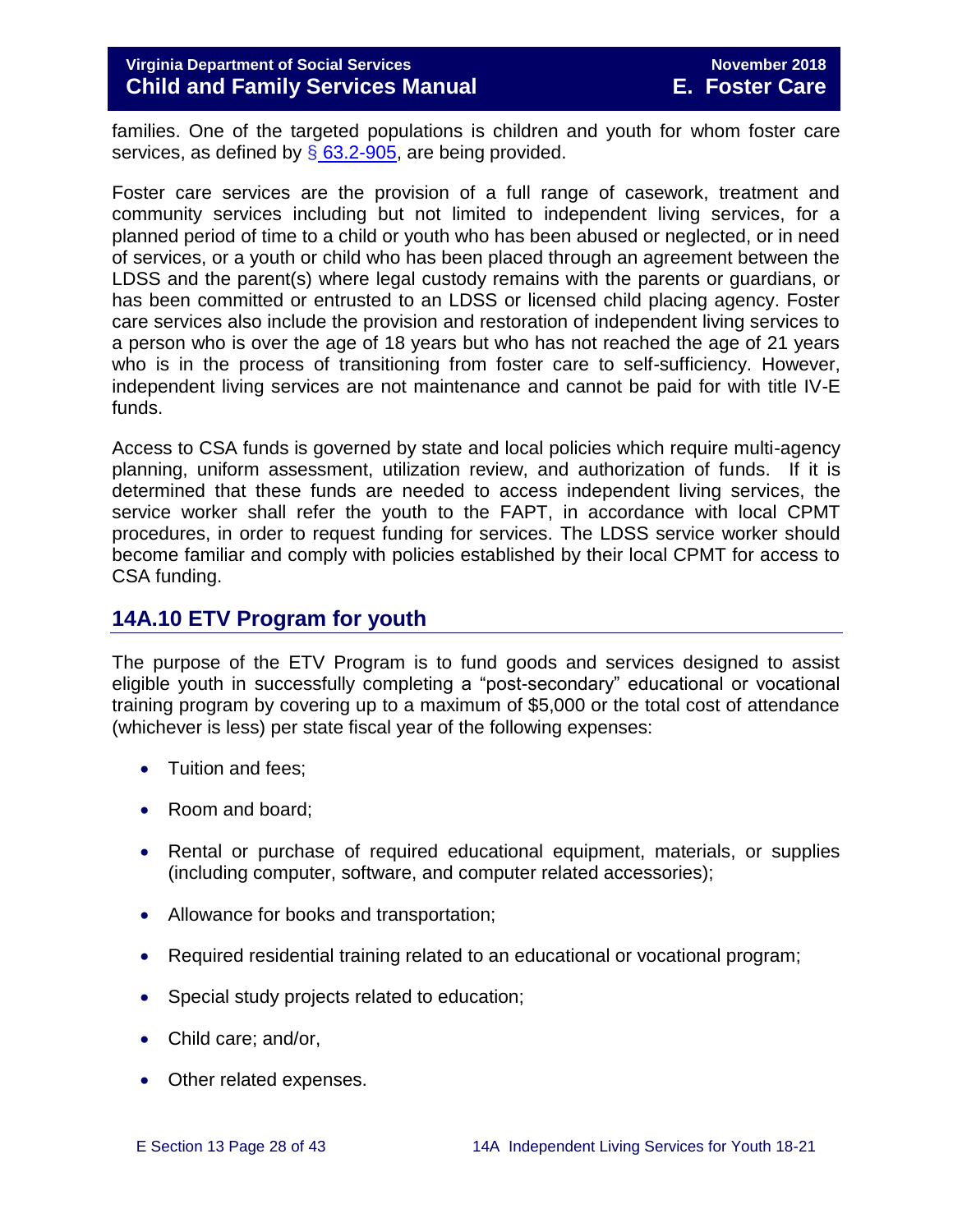families. One of the targeted populations is children and youth for whom foster care services, as defined by § 63.2-905, are being provided.

Foster care services are the provision of a full range of casework, treatment and community services including but not limited to independent living services, for a planned period of time to a child or youth who has been abused or neglected, or in need of services, or a youth or child who has been placed through an agreement between the LDSS and the parent(s) where legal custody remains with the parents or guardians, or has been committed or entrusted to an LDSS or licensed child placing agency. Foster care services also include the provision and restoration of independent living services to a person who is over the age of 18 years but who has not reached the age of 21 years who is in the process of transitioning from foster care to self-sufficiency. However, independent living services are not maintenance and cannot be paid for with title IV-E funds.

Access to CSA funds is governed by state and local policies which require multi-agency planning, uniform assessment, utilization review, and authorization of funds. If it is determined that these funds are needed to access independent living services, the service worker shall refer the youth to the FAPT, in accordance with local CPMT procedures, in order to request funding for services. The LDSS service worker should become familiar and comply with policies established by their local CPMT for access to CSA funding.

## 14A.10 ETV Program for youth

The purpose of the ETV Program is to fund goods and services designed to assist eligible youth in successfully completing a "post-secondary" educational or vocational training program by covering up to a maximum of $5,000 or the total cost of attendance (whichever is less) per state fiscal year of the following expenses:

- Tuition and fees;
- Room and board;
- Rental or purchase of required educational equipment, materials, or supplies (including computer, software, and computer related accessories);
- Allowance for books and transportation;
- Required residential training related to an educational or vocational program;
- Special study projects related to education;
- Child care; and/or,
- Other related expenses.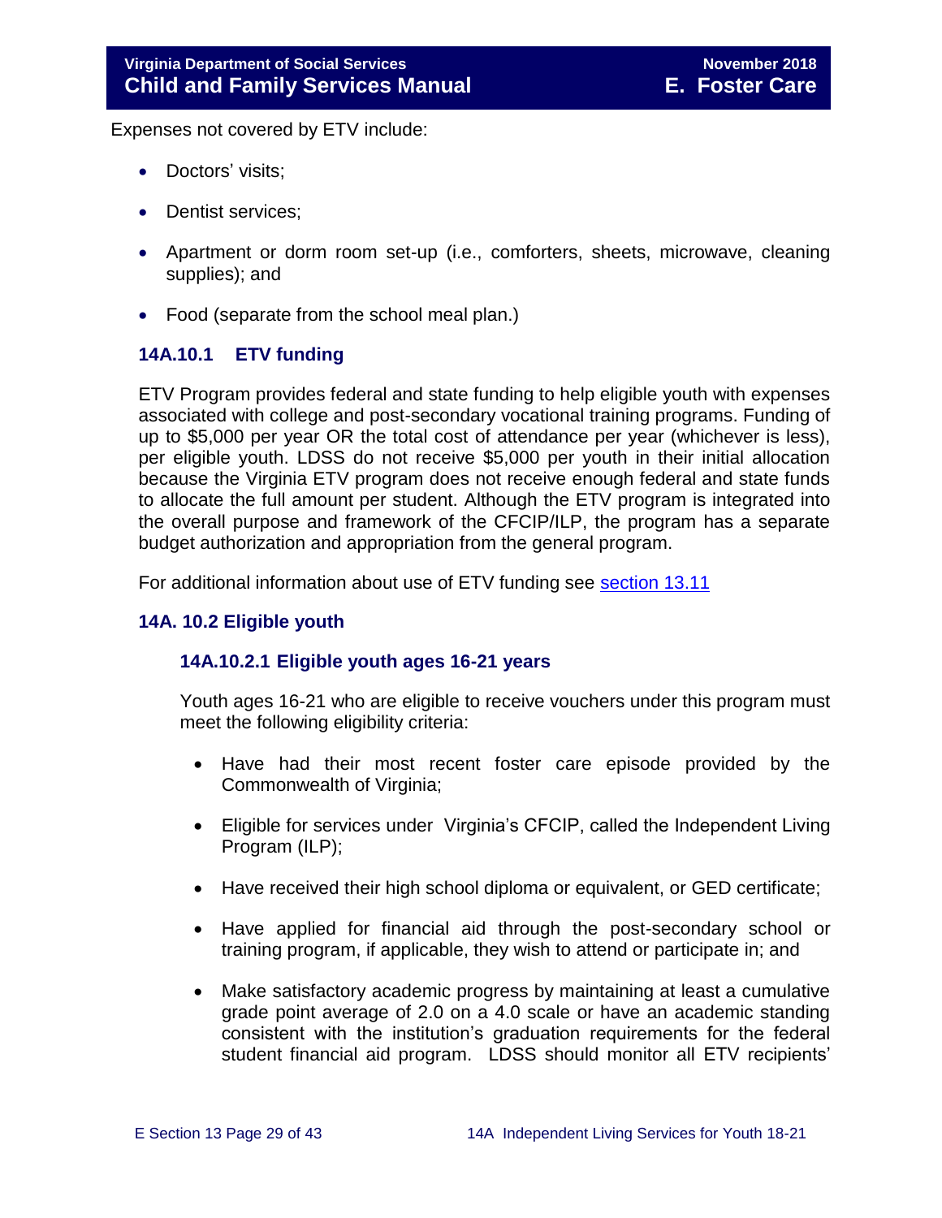Expenses not covered by ETV include:

- Doctors' visits;
- Dentist services;
- Apartment or dorm room set-up (i.e., comforters, sheets, microwave, cleaning supplies); and
- Food (separate from the school meal plan.)

### 14A.10.1 ETV funding

ETV Program provides federal and state funding to help eligible youth with expenses associated with college and post-secondary vocational training programs. Funding of up to $5,000 per year OR the total cost of attendance per year (whichever is less), per eligible youth. LDSS do not receive $5,000 per youth in their initial allocation because the Virginia ETV program does not receive enough federal and state funds to allocate the full amount per student. Although the ETV program is integrated into the overall purpose and framework of the CFCIP/ILP, the program has a separate budget authorization and appropriation from the general program.

For additional information about use of ETV funding see section 13.11

### 14A. 10.2 Eligible youth

#### 14A.10.2.1 Eligible youth ages 16-21 years

Youth ages 16-21 who are eligible to receive vouchers under this program must meet the following eligibility criteria:

- Have had their most recent foster care episode provided by the Commonwealth of Virginia;
- Eligible for services under Virginia's CFCIP, called the Independent Living Program (ILP);
- Have received their high school diploma or equivalent, or GED certificate;
- Have applied for financial aid through the post-secondary school or training program, if applicable, they wish to attend or participate in; and
- Make satisfactory academic progress by maintaining at least a cumulative grade point average of 2.0 on a 4.0 scale or have an academic standing consistent with the institution's graduation requirements for the federal student financial aid program. LDSS should monitor all ETV recipients'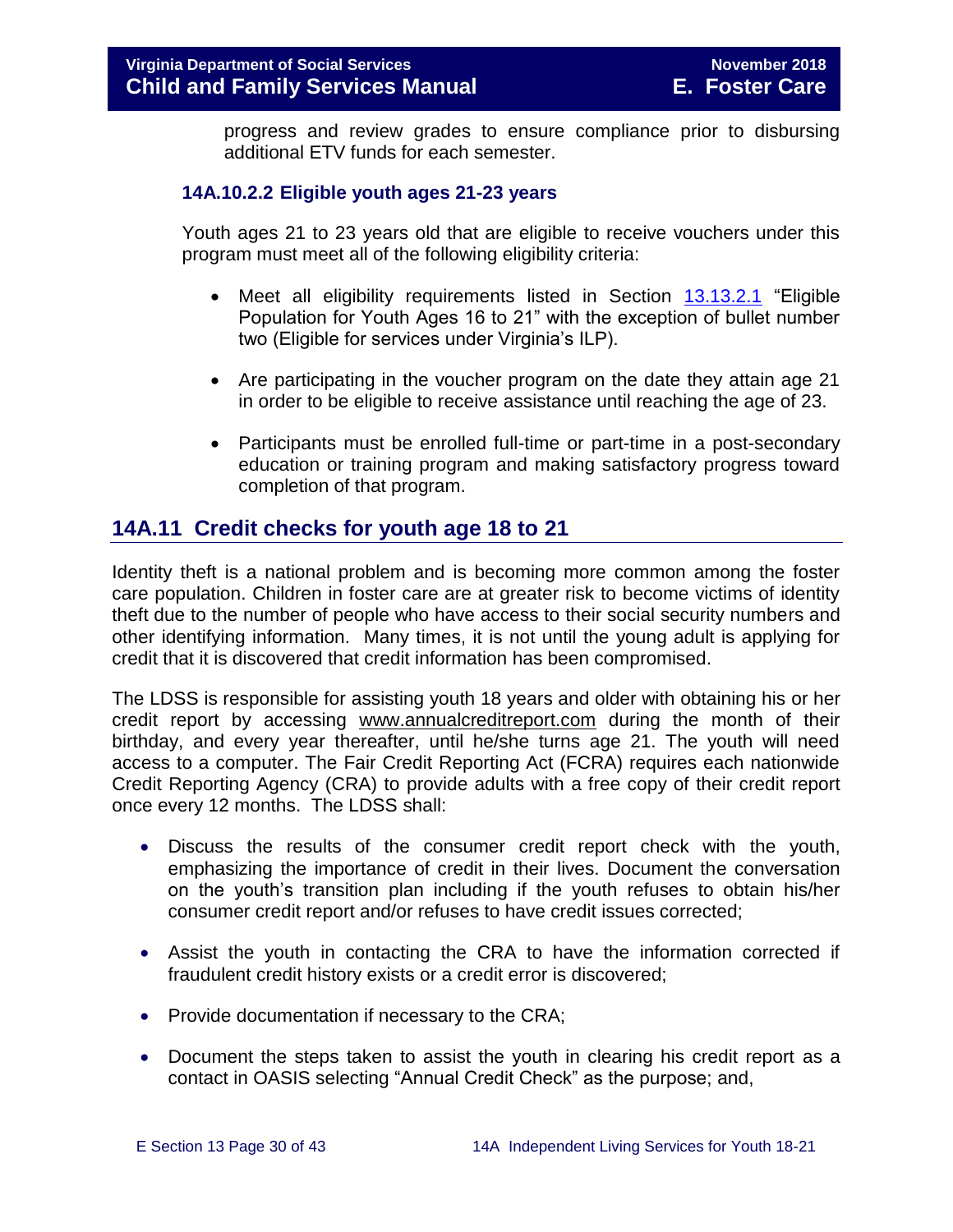progress and review grades to ensure compliance prior to disbursing additional ETV funds for each semester.

### 14A.10.2.2 Eligible youth ages 21-23 years

Youth ages 21 to 23 years old that are eligible to receive vouchers under this program must meet all of the following eligibility criteria:

- Meet all eligibility requirements listed in Section 13.13.2.1 "Eligible Population for Youth Ages 16 to 21" with the exception of bullet number two (Eligible for services under Virginia's ILP).
- Are participating in the voucher program on the date they attain age 21 in order to be eligible to receive assistance until reaching the age of 23.
- Participants must be enrolled full-time or part-time in a post-secondary education or training program and making satisfactory progress toward completion of that program.

## 14A.11 Credit checks for youth age 18 to 21

Identity theft is a national problem and is becoming more common among the foster care population. Children in foster care are at greater risk to become victims of identity theft due to the number of people who have access to their social security numbers and other identifying information. Many times, it is not until the young adult is applying for credit that it is discovered that credit information has been compromised.

The LDSS is responsible for assisting youth 18 years and older with obtaining his or her credit report by accessing www.annualcreditreport.com during the month of their birthday, and every year thereafter, until he/she turns age 21. The youth will need access to a computer. The Fair Credit Reporting Act (FCRA) requires each nationwide Credit Reporting Agency (CRA) to provide adults with a free copy of their credit report once every 12 months. The LDSS shall:

- Discuss the results of the consumer credit report check with the youth, emphasizing the importance of credit in their lives. Document the conversation on the youth's transition plan including if the youth refuses to obtain his/her consumer credit report and/or refuses to have credit issues corrected;
- Assist the youth in contacting the CRA to have the information corrected if fraudulent credit history exists or a credit error is discovered;
- Provide documentation if necessary to the CRA;
- Document the steps taken to assist the youth in clearing his credit report as a contact in OASIS selecting "Annual Credit Check" as the purpose; and,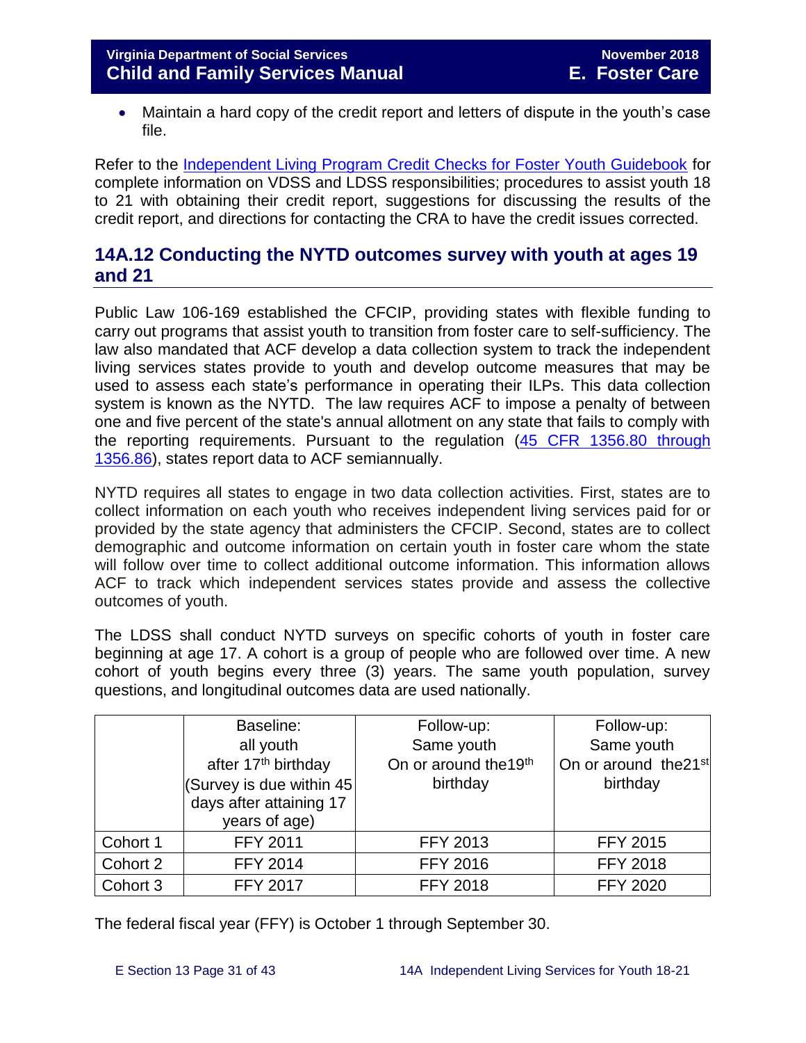- Maintain a hard copy of the credit report and letters of dispute in the youth's case file.

Refer to the Independent Living Program Credit Checks for Foster Youth Guidebook for complete information on VDSS and LDSS responsibilities; procedures to assist youth 18 to 21 with obtaining their credit report, suggestions for discussing the results of the credit report, and directions for contacting the CRA to have the credit issues corrected.

## 14A.12 Conducting the NYTD outcomes survey with youth at ages 19 and 21

Public Law 106-169 established the CFCIP, providing states with flexible funding to carry out programs that assist youth to transition from foster care to self-sufficiency. The law also mandated that ACF develop a data collection system to track the independent living services states provide to youth and develop outcome measures that may be used to assess each state's performance in operating their ILPs. This data collection system is known as the NYTD. The law requires ACF to impose a penalty of between one and five percent of the state's annual allotment on any state that fails to comply with the reporting requirements. Pursuant to the regulation (45 CFR 1356.80 through 1356.86), states report data to ACF semiannually.

NYTD requires all states to engage in two data collection activities. First, states are to collect information on each youth who receives independent living services paid for or provided by the state agency that administers the CFCIP. Second, states are to collect demographic and outcome information on certain youth in foster care whom the state will follow over time to collect additional outcome information. This information allows ACF to track which independent services states provide and assess the collective outcomes of youth.

The LDSS shall conduct NYTD surveys on specific cohorts of youth in foster care beginning at age 17. A cohort is a group of people who are followed over time. A new cohort of youth begins every three (3) years. The same youth population, survey questions, and longitudinal outcomes data are used nationally.

| | Baseline: all youth after 17th birthday (Survey is due within 45 days after attaining 17 years of age) | Follow-up: Same youth On or around the 19th birthday | Follow-up: Same youth On or around the 21st birthday |
|---|---|---|---|
| Cohort 1 | FFY 2011 | FFY 2013 | FFY 2015 |
| Cohort 2 | FFY 2014 | FFY 2016 | FFY 2018 |
| Cohort 3 | FFY 2017 | FFY 2018 | FFY 2020 |

The federal fiscal year (FFY) is October 1 through September 30.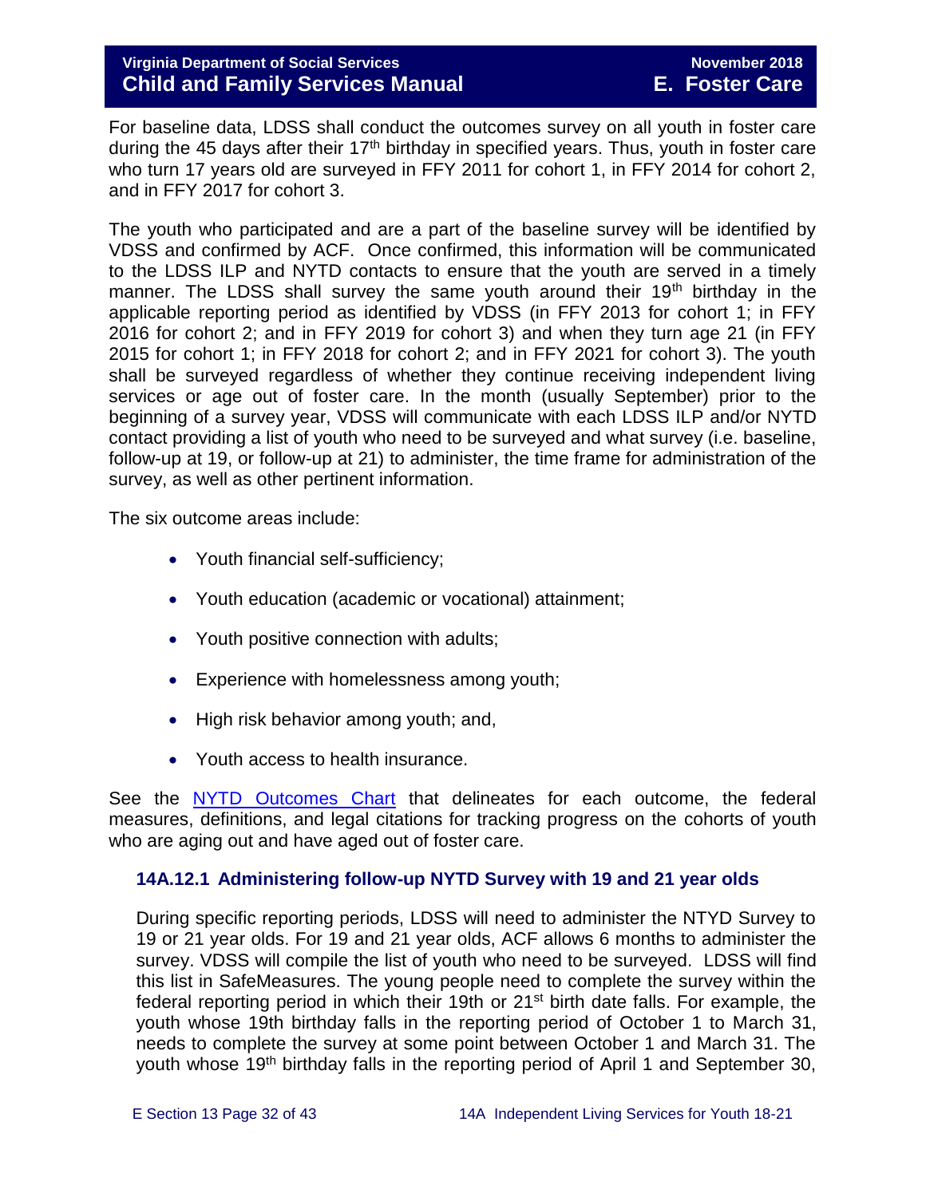For baseline data, LDSS shall conduct the outcomes survey on all youth in foster care during the 45 days after their 17th birthday in specified years. Thus, youth in foster care who turn 17 years old are surveyed in FFY 2011 for cohort 1, in FFY 2014 for cohort 2, and in FFY 2017 for cohort 3.

The youth who participated and are a part of the baseline survey will be identified by VDSS and confirmed by ACF. Once confirmed, this information will be communicated to the LDSS ILP and NYTD contacts to ensure that the youth are served in a timely manner. The LDSS shall survey the same youth around their 19th birthday in the applicable reporting period as identified by VDSS (in FFY 2013 for cohort 1; in FFY 2016 for cohort 2; and in FFY 2019 for cohort 3) and when they turn age 21 (in FFY 2015 for cohort 1; in FFY 2018 for cohort 2; and in FFY 2021 for cohort 3). The youth shall be surveyed regardless of whether they continue receiving independent living services or age out of foster care. In the month (usually September) prior to the beginning of a survey year, VDSS will communicate with each LDSS ILP and/or NYTD contact providing a list of youth who need to be surveyed and what survey (i.e. baseline, follow-up at 19, or follow-up at 21) to administer, the time frame for administration of the survey, as well as other pertinent information.

The six outcome areas include:

- Youth financial self-sufficiency;
- Youth education (academic or vocational) attainment;
- Youth positive connection with adults;
- Experience with homelessness among youth;
- High risk behavior among youth; and,
- Youth access to health insurance.

See the NYTD Outcomes Chart that delineates for each outcome, the federal measures, definitions, and legal citations for tracking progress on the cohorts of youth who are aging out and have aged out of foster care.

### 14A.12.1 Administering follow-up NYTD Survey with 19 and 21 year olds

During specific reporting periods, LDSS will need to administer the NTYD Survey to 19 or 21 year olds. For 19 and 21 year olds, ACF allows 6 months to administer the survey. VDSS will compile the list of youth who need to be surveyed. LDSS will find this list in SafeMeasures. The young people need to complete the survey within the federal reporting period in which their 19th or 21st birth date falls. For example, the youth whose 19th birthday falls in the reporting period of October 1 to March 31, needs to complete the survey at some point between October 1 and March 31. The youth whose 19th birthday falls in the reporting period of April 1 and September 30,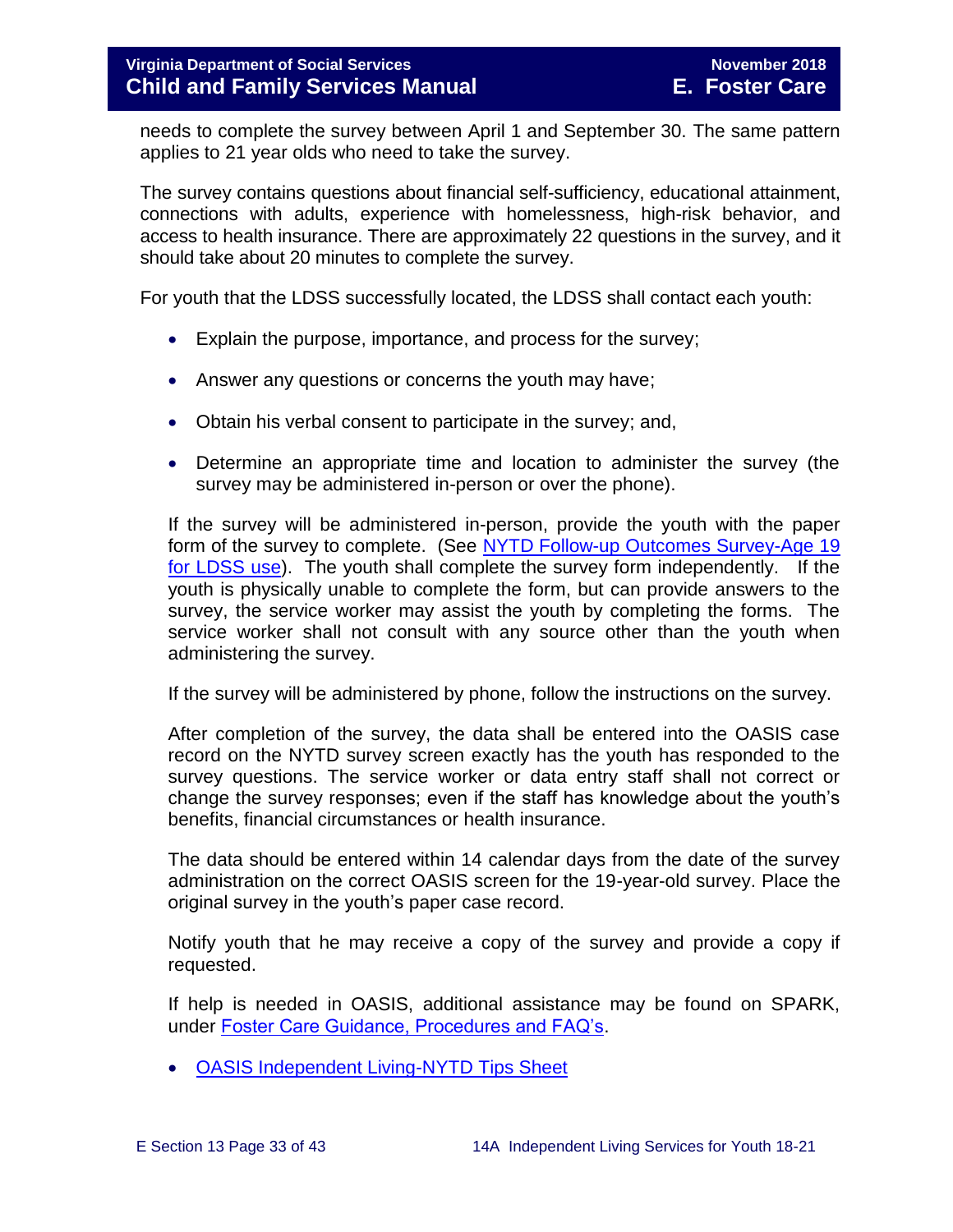needs to complete the survey between April 1 and September 30. The same pattern applies to 21 year olds who need to take the survey.

The survey contains questions about financial self-sufficiency, educational attainment, connections with adults, experience with homelessness, high-risk behavior, and access to health insurance. There are approximately 22 questions in the survey, and it should take about 20 minutes to complete the survey.

For youth that the LDSS successfully located, the LDSS shall contact each youth:

- Explain the purpose, importance, and process for the survey;
- Answer any questions or concerns the youth may have;
- Obtain his verbal consent to participate in the survey; and,
- Determine an appropriate time and location to administer the survey (the survey may be administered in-person or over the phone).

If the survey will be administered in-person, provide the youth with the paper form of the survey to complete. (See [NYTD Follow-up Outcomes Survey-Age 19 for LDSS use](#)). The youth shall complete the survey form independently. If the youth is physically unable to complete the form, but can provide answers to the survey, the service worker may assist the youth by completing the forms. The service worker shall not consult with any source other than the youth when administering the survey.

If the survey will be administered by phone, follow the instructions on the survey.

After completion of the survey, the data shall be entered into the OASIS case record on the NYTD survey screen exactly has the youth has responded to the survey questions. The service worker or data entry staff shall not correct or change the survey responses; even if the staff has knowledge about the youth's benefits, financial circumstances or health insurance.

The data should be entered within 14 calendar days from the date of the survey administration on the correct OASIS screen for the 19-year-old survey. Place the original survey in the youth's paper case record.

Notify youth that he may receive a copy of the survey and provide a copy if requested.

If help is needed in OASIS, additional assistance may be found on SPARK, under [Foster Care Guidance, Procedures and FAQ's](#).

- [OASIS Independent Living-NYTD Tips Sheet](#)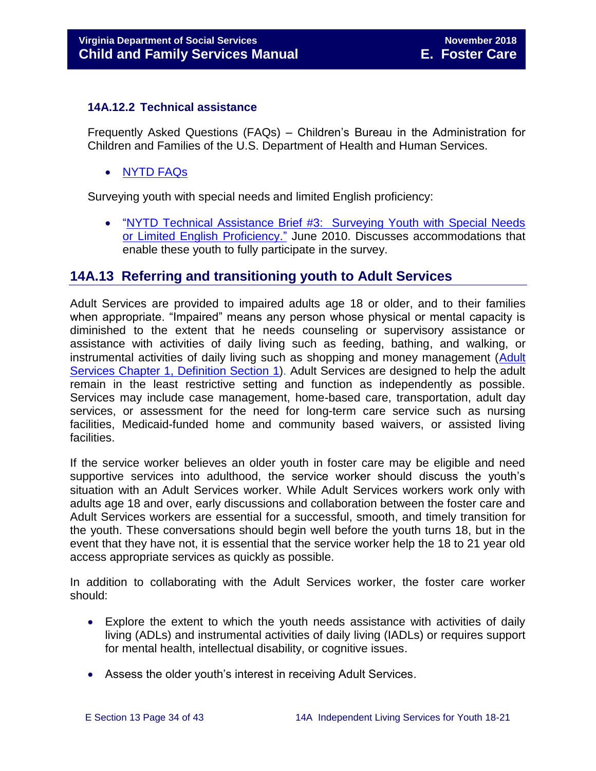### 14A.12.2 Technical assistance

Frequently Asked Questions (FAQs) – Children's Bureau in the Administration for Children and Families of the U.S. Department of Health and Human Services.

- NYTD FAQs

Surveying youth with special needs and limited English proficiency:

- "NYTD Technical Assistance Brief #3: Surveying Youth with Special Needs or Limited English Proficiency." June 2010. Discusses accommodations that enable these youth to fully participate in the survey.

## 14A.13 Referring and transitioning youth to Adult Services

Adult Services are provided to impaired adults age 18 or older, and to their families when appropriate. "Impaired" means any person whose physical or mental capacity is diminished to the extent that he needs counseling or supervisory assistance or assistance with activities of daily living such as feeding, bathing, and walking, or instrumental activities of daily living such as shopping and money management (Adult Services Chapter 1, Definition Section 1). Adult Services are designed to help the adult remain in the least restrictive setting and function as independently as possible. Services may include case management, home-based care, transportation, adult day services, or assessment for the need for long-term care service such as nursing facilities, Medicaid-funded home and community based waivers, or assisted living facilities.

If the service worker believes an older youth in foster care may be eligible and need supportive services into adulthood, the service worker should discuss the youth's situation with an Adult Services worker. While Adult Services workers work only with adults age 18 and over, early discussions and collaboration between the foster care and Adult Services workers are essential for a successful, smooth, and timely transition for the youth. These conversations should begin well before the youth turns 18, but in the event that they have not, it is essential that the service worker help the 18 to 21 year old access appropriate services as quickly as possible.

In addition to collaborating with the Adult Services worker, the foster care worker should:

- Explore the extent to which the youth needs assistance with activities of daily living (ADLs) and instrumental activities of daily living (IADLs) or requires support for mental health, intellectual disability, or cognitive issues.
- Assess the older youth's interest in receiving Adult Services.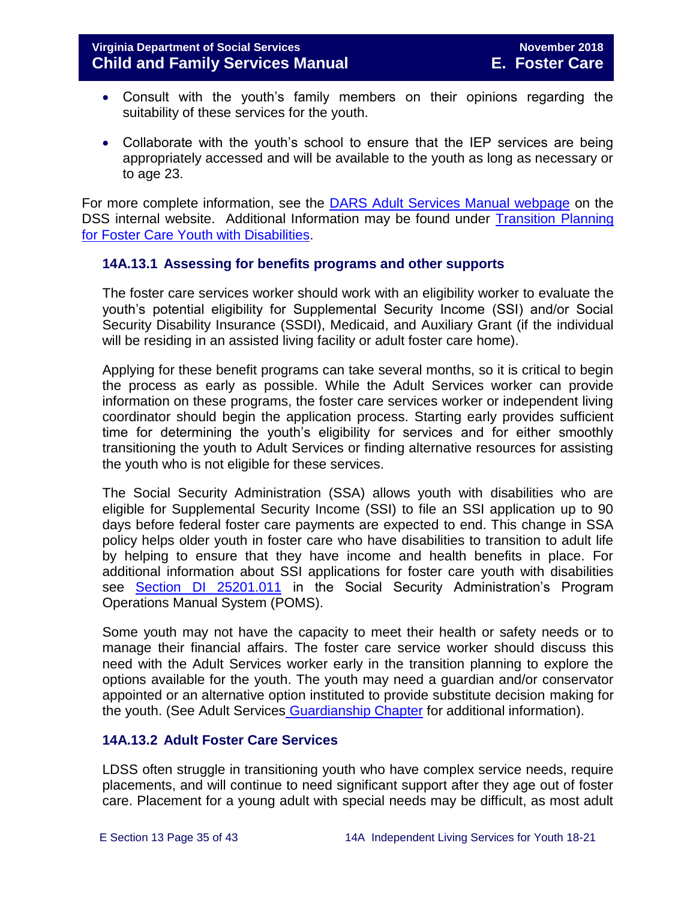- Consult with the youth's family members on their opinions regarding the suitability of these services for the youth.

- Collaborate with the youth's school to ensure that the IEP services are being appropriately accessed and will be available to the youth as long as necessary or to age 23.

For more complete information, see the DARS Adult Services Manual webpage on the DSS internal website. Additional Information may be found under Transition Planning for Foster Care Youth with Disabilities.

### 14A.13.1 Assessing for benefits programs and other supports

The foster care services worker should work with an eligibility worker to evaluate the youth's potential eligibility for Supplemental Security Income (SSI) and/or Social Security Disability Insurance (SSDI), Medicaid, and Auxiliary Grant (if the individual will be residing in an assisted living facility or adult foster care home).

Applying for these benefit programs can take several months, so it is critical to begin the process as early as possible. While the Adult Services worker can provide information on these programs, the foster care services worker or independent living coordinator should begin the application process. Starting early provides sufficient time for determining the youth's eligibility for services and for either smoothly transitioning the youth to Adult Services or finding alternative resources for assisting the youth who is not eligible for these services.

The Social Security Administration (SSA) allows youth with disabilities who are eligible for Supplemental Security Income (SSI) to file an SSI application up to 90 days before federal foster care payments are expected to end. This change in SSA policy helps older youth in foster care who have disabilities to transition to adult life by helping to ensure that they have income and health benefits in place. For additional information about SSI applications for foster care youth with disabilities see Section DI 25201.011 in the Social Security Administration's Program Operations Manual System (POMS).

Some youth may not have the capacity to meet their health or safety needs or to manage their financial affairs. The foster care service worker should discuss this need with the Adult Services worker early in the transition planning to explore the options available for the youth. The youth may need a guardian and/or conservator appointed or an alternative option instituted to provide substitute decision making for the youth. (See Adult Services Guardianship Chapter for additional information).

### 14A.13.2 Adult Foster Care Services

LDSS often struggle in transitioning youth who have complex service needs, require placements, and will continue to need significant support after they age out of foster care. Placement for a young adult with special needs may be difficult, as most adult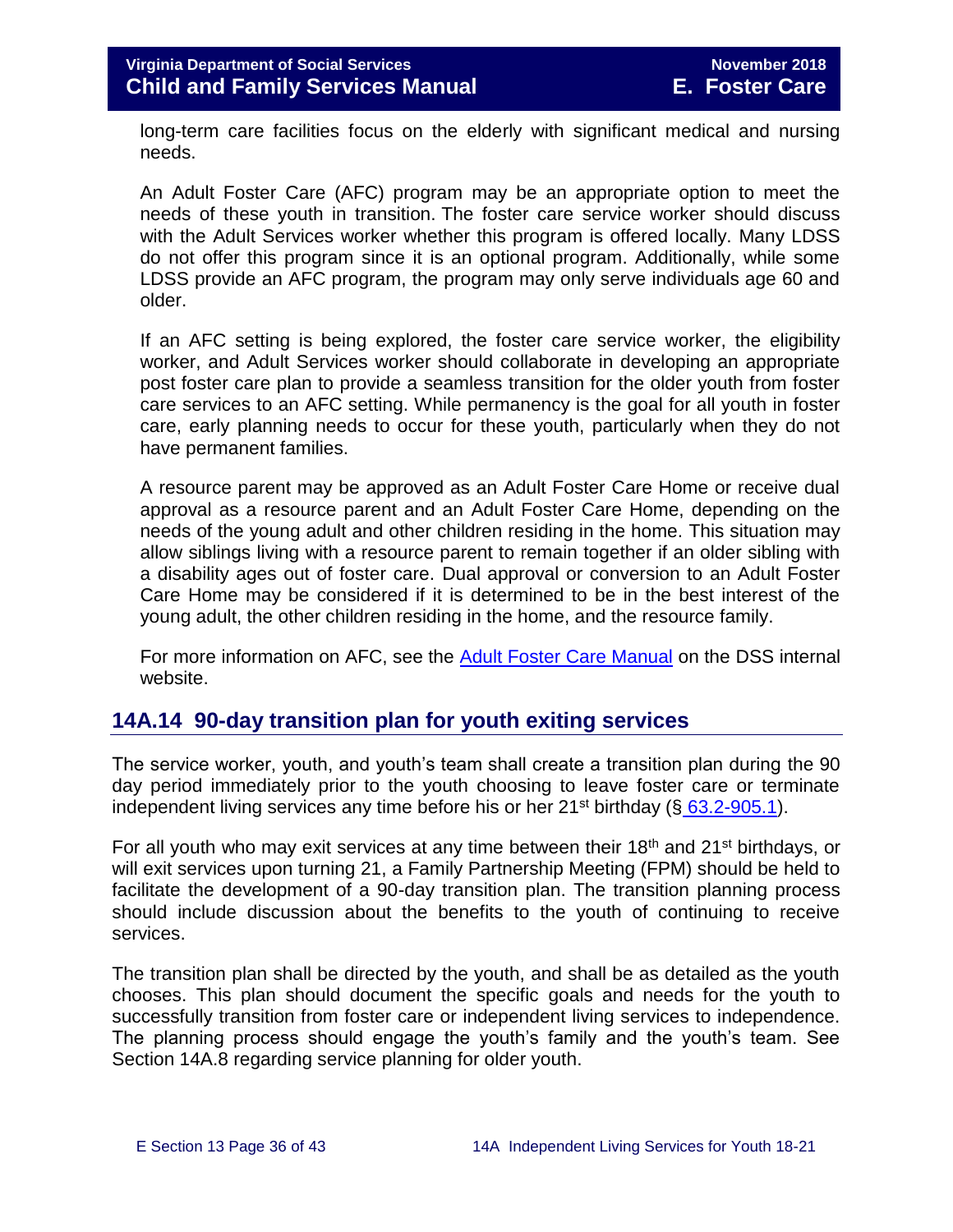long-term care facilities focus on the elderly with significant medical and nursing needs.

An Adult Foster Care (AFC) program may be an appropriate option to meet the needs of these youth in transition. The foster care service worker should discuss with the Adult Services worker whether this program is offered locally. Many LDSS do not offer this program since it is an optional program. Additionally, while some LDSS provide an AFC program, the program may only serve individuals age 60 and older.

If an AFC setting is being explored, the foster care service worker, the eligibility worker, and Adult Services worker should collaborate in developing an appropriate post foster care plan to provide a seamless transition for the older youth from foster care services to an AFC setting. While permanency is the goal for all youth in foster care, early planning needs to occur for these youth, particularly when they do not have permanent families.

A resource parent may be approved as an Adult Foster Care Home or receive dual approval as a resource parent and an Adult Foster Care Home, depending on the needs of the young adult and other children residing in the home. This situation may allow siblings living with a resource parent to remain together if an older sibling with a disability ages out of foster care. Dual approval or conversion to an Adult Foster Care Home may be considered if it is determined to be in the best interest of the young adult, the other children residing in the home, and the resource family.

For more information on AFC, see the [Adult Foster Care Manual](#) on the DSS internal website.

## 14A.14 90-day transition plan for youth exiting services

The service worker, youth, and youth's team shall create a transition plan during the 90 day period immediately prior to the youth choosing to leave foster care or terminate independent living services any time before his or her 21st birthday (§ 63.2-905.1).

For all youth who may exit services at any time between their 18th and 21st birthdays, or will exit services upon turning 21, a Family Partnership Meeting (FPM) should be held to facilitate the development of a 90-day transition plan. The transition planning process should include discussion about the benefits to the youth of continuing to receive services.

The transition plan shall be directed by the youth, and shall be as detailed as the youth chooses. This plan should document the specific goals and needs for the youth to successfully transition from foster care or independent living services to independence. The planning process should engage the youth's family and the youth's team. See Section 14A.8 regarding service planning for older youth.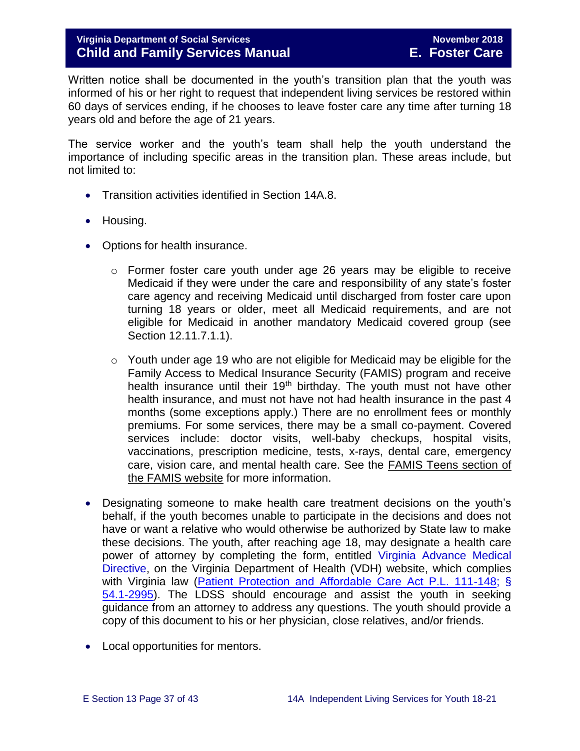Written notice shall be documented in the youth's transition plan that the youth was informed of his or her right to request that independent living services be restored within 60 days of services ending, if he chooses to leave foster care any time after turning 18 years old and before the age of 21 years.

The service worker and the youth's team shall help the youth understand the importance of including specific areas in the transition plan. These areas include, but not limited to:

- Transition activities identified in Section 14A.8.
- Housing.
- Options for health insurance.
  - Former foster care youth under age 26 years may be eligible to receive Medicaid if they were under the care and responsibility of any state's foster care agency and receiving Medicaid until discharged from foster care upon turning 18 years or older, meet all Medicaid requirements, and are not eligible for Medicaid in another mandatory Medicaid covered group (see Section 12.11.7.1.1).
  - Youth under age 19 who are not eligible for Medicaid may be eligible for the Family Access to Medical Insurance Security (FAMIS) program and receive health insurance until their 19th birthday. The youth must not have other health insurance, and must not have not had health insurance in the past 4 months (some exceptions apply.) There are no enrollment fees or monthly premiums. For some services, there may be a small co-payment. Covered services include: doctor visits, well-baby checkups, hospital visits, vaccinations, prescription medicine, tests, x-rays, dental care, emergency care, vision care, and mental health care. See the FAMIS Teens section of the FAMIS website for more information.
- Designating someone to make health care treatment decisions on the youth's behalf, if the youth becomes unable to participate in the decisions and does not have or want a relative who would otherwise be authorized by State law to make these decisions. The youth, after reaching age 18, may designate a health care power of attorney by completing the form, entitled Virginia Advance Medical Directive, on the Virginia Department of Health (VDH) website, which complies with Virginia law (Patient Protection and Affordable Care Act P.L. 111-148; § 54.1-2995). The LDSS should encourage and assist the youth in seeking guidance from an attorney to address any questions. The youth should provide a copy of this document to his or her physician, close relatives, and/or friends.
- Local opportunities for mentors.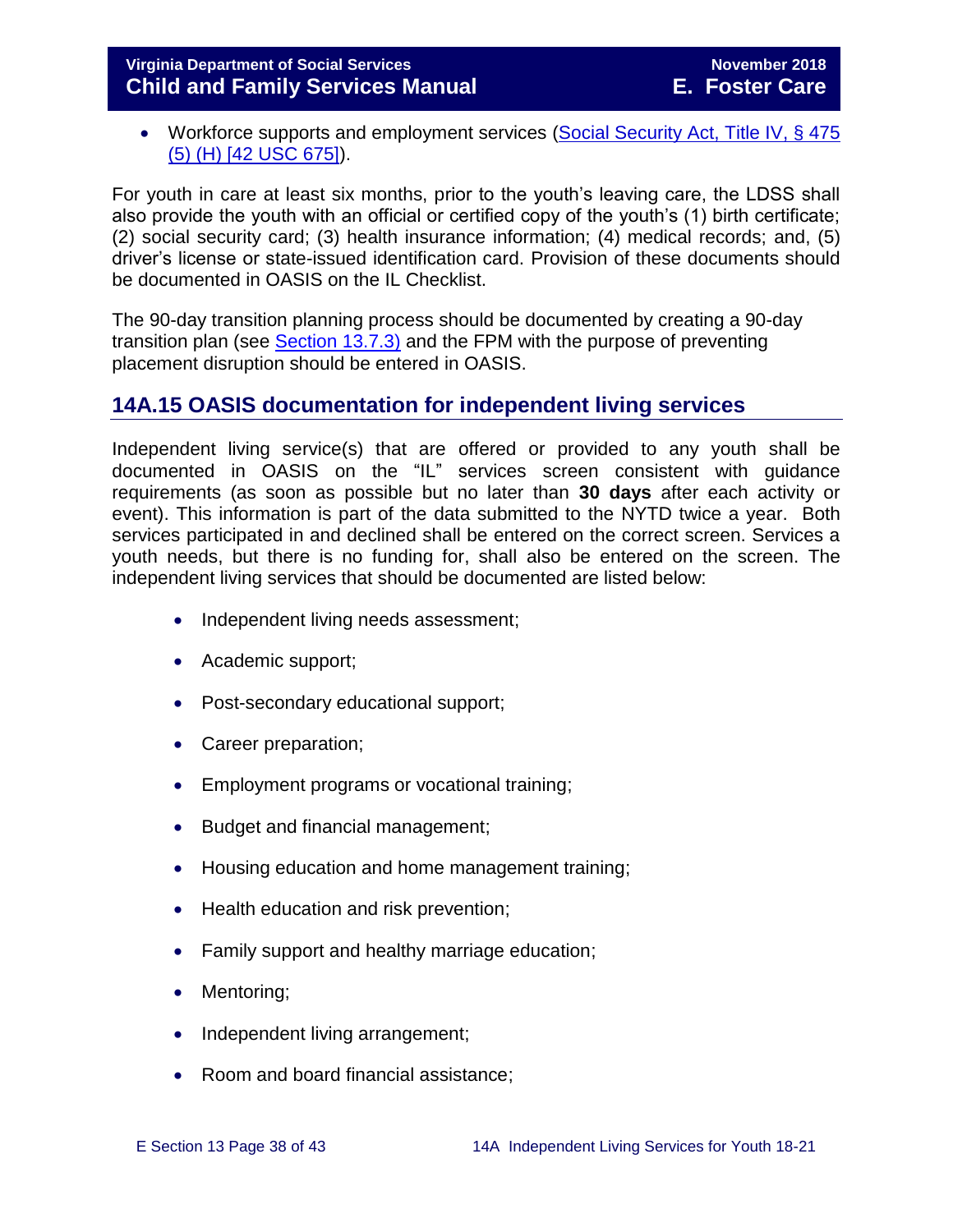- Workforce supports and employment services (Social Security Act, Title IV, § 475 (5) (H) [42 USC 675]).

For youth in care at least six months, prior to the youth's leaving care, the LDSS shall also provide the youth with an official or certified copy of the youth's (1) birth certificate; (2) social security card; (3) health insurance information; (4) medical records; and, (5) driver's license or state-issued identification card. Provision of these documents should be documented in OASIS on the IL Checklist.

The 90-day transition planning process should be documented by creating a 90-day transition plan (see Section 13.7.3) and the FPM with the purpose of preventing placement disruption should be entered in OASIS.

## 14A.15 OASIS documentation for independent living services

Independent living service(s) that are offered or provided to any youth shall be documented in OASIS on the "IL" services screen consistent with guidance requirements (as soon as possible but no later than **30 days** after each activity or event). This information is part of the data submitted to the NYTD twice a year. Both services participated in and declined shall be entered on the correct screen. Services a youth needs, but there is no funding for, shall also be entered on the screen. The independent living services that should be documented are listed below:

- Independent living needs assessment;
- Academic support;
- Post-secondary educational support;
- Career preparation;
- Employment programs or vocational training;
- Budget and financial management;
- Housing education and home management training;
- Health education and risk prevention;
- Family support and healthy marriage education;
- Mentoring;
- Independent living arrangement;
- Room and board financial assistance;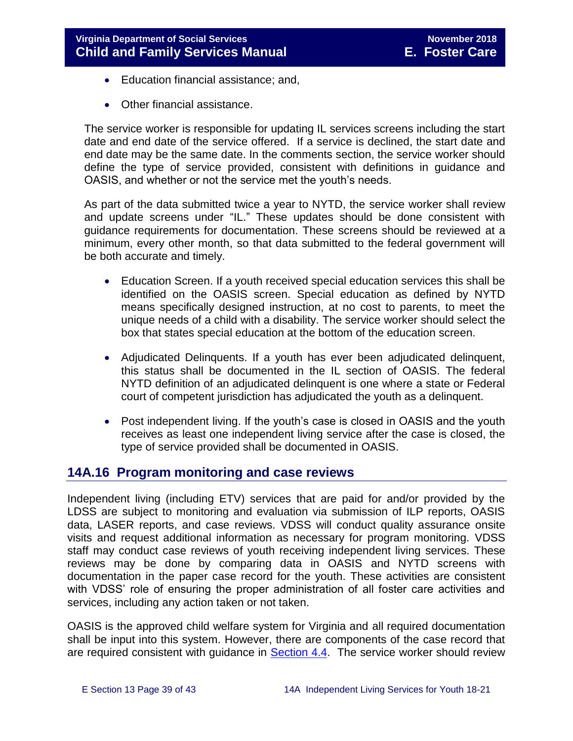- Education financial assistance; and,
- Other financial assistance.

The service worker is responsible for updating IL services screens including the start date and end date of the service offered. If a service is declined, the start date and end date may be the same date. In the comments section, the service worker should define the type of service provided, consistent with definitions in guidance and OASIS, and whether or not the service met the youth's needs.

As part of the data submitted twice a year to NYTD, the service worker shall review and update screens under "IL." These updates should be done consistent with guidance requirements for documentation. These screens should be reviewed at a minimum, every other month, so that data submitted to the federal government will be both accurate and timely.

- Education Screen. If a youth received special education services this shall be identified on the OASIS screen. Special education as defined by NYTD means specifically designed instruction, at no cost to parents, to meet the unique needs of a child with a disability. The service worker should select the box that states special education at the bottom of the education screen.
- Adjudicated Delinquents. If a youth has ever been adjudicated delinquent, this status shall be documented in the IL section of OASIS. The federal NYTD definition of an adjudicated delinquent is one where a state or Federal court of competent jurisdiction has adjudicated the youth as a delinquent.
- Post independent living. If the youth's case is closed in OASIS and the youth receives as least one independent living service after the case is closed, the type of service provided shall be documented in OASIS.

## 14A.16 Program monitoring and case reviews

Independent living (including ETV) services that are paid for and/or provided by the LDSS are subject to monitoring and evaluation via submission of ILP reports, OASIS data, LASER reports, and case reviews. VDSS will conduct quality assurance onsite visits and request additional information as necessary for program monitoring. VDSS staff may conduct case reviews of youth receiving independent living services. These reviews may be done by comparing data in OASIS and NYTD screens with documentation in the paper case record for the youth. These activities are consistent with VDSS' role of ensuring the proper administration of all foster care activities and services, including any action taken or not taken.

OASIS is the approved child welfare system for Virginia and all required documentation shall be input into this system. However, there are components of the case record that are required consistent with guidance in Section 4.4. The service worker should review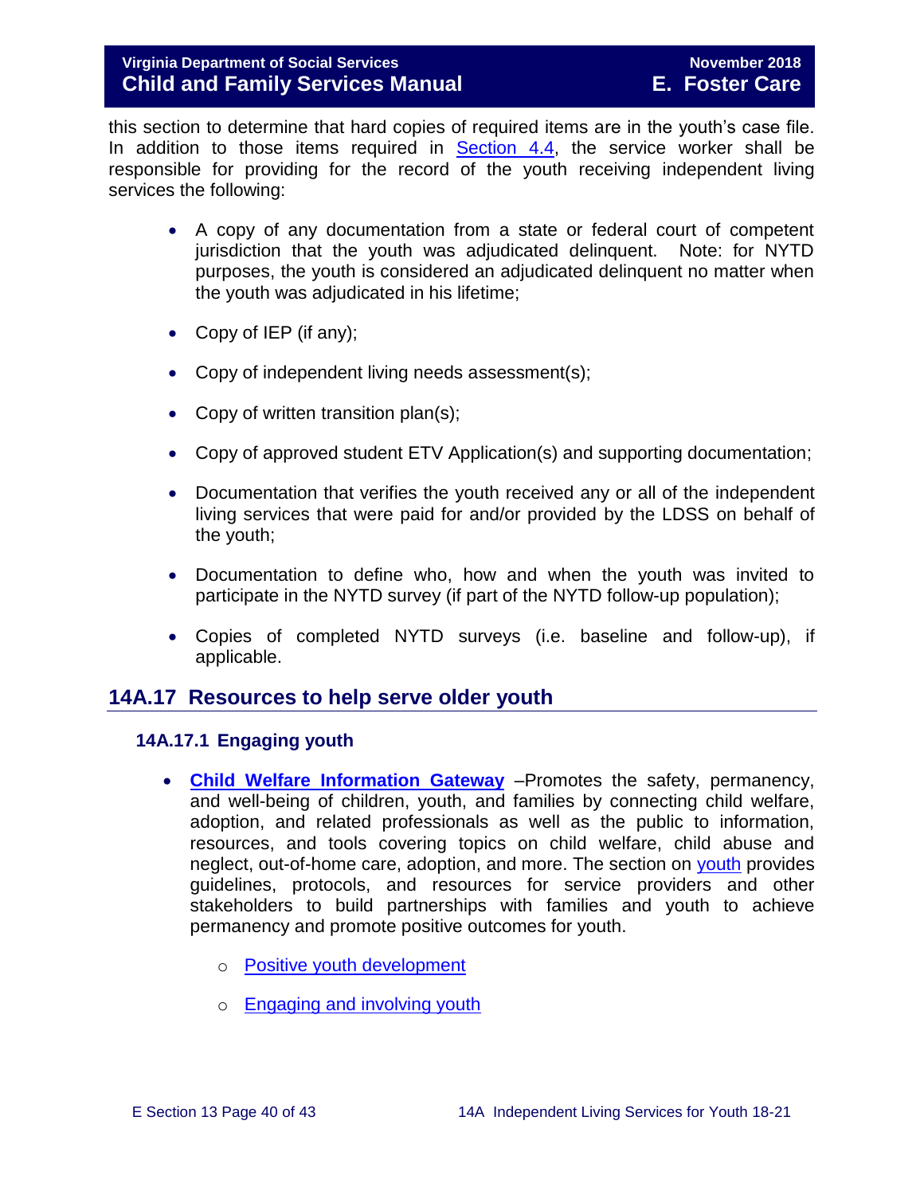this section to determine that hard copies of required items are in the youth's case file. In addition to those items required in Section 4.4, the service worker shall be responsible for providing for the record of the youth receiving independent living services the following:

- A copy of any documentation from a state or federal court of competent jurisdiction that the youth was adjudicated delinquent. Note: for NYTD purposes, the youth is considered an adjudicated delinquent no matter when the youth was adjudicated in his lifetime;
- Copy of IEP (if any);
- Copy of independent living needs assessment(s);
- Copy of written transition plan(s);
- Copy of approved student ETV Application(s) and supporting documentation;
- Documentation that verifies the youth received any or all of the independent living services that were paid for and/or provided by the LDSS on behalf of the youth;
- Documentation to define who, how and when the youth was invited to participate in the NYTD survey (if part of the NYTD follow-up population);
- Copies of completed NYTD surveys (i.e. baseline and follow-up), if applicable.

## 14A.17 Resources to help serve older youth

### 14A.17.1 Engaging youth

- **Child Welfare Information Gateway** –Promotes the safety, permanency, and well-being of children, youth, and families by connecting child welfare, adoption, and related professionals as well as the public to information, resources, and tools covering topics on child welfare, child abuse and neglect, out-of-home care, adoption, and more. The section on youth provides guidelines, protocols, and resources for service providers and other stakeholders to build partnerships with families and youth to achieve permanency and promote positive outcomes for youth.
    - Positive youth development
    - Engaging and involving youth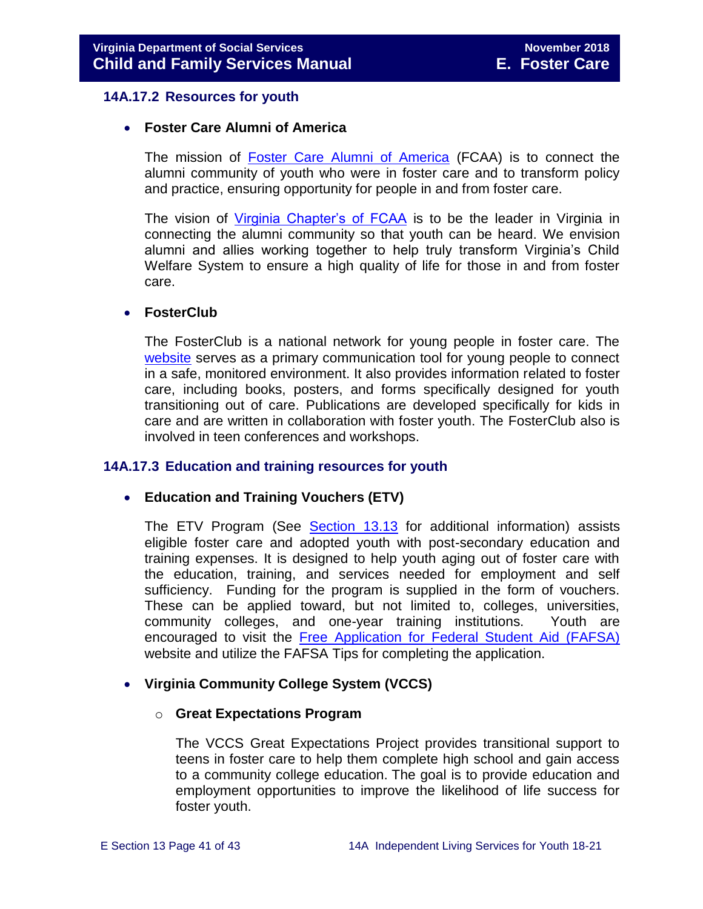### 14A.17.2 Resources for youth

- **Foster Care Alumni of America**

  The mission of Foster Care Alumni of America (FCAA) is to connect the alumni community of youth who were in foster care and to transform policy and practice, ensuring opportunity for people in and from foster care.

  The vision of Virginia Chapter's of FCAA is to be the leader in Virginia in connecting the alumni community so that youth can be heard. We envision alumni and allies working together to help truly transform Virginia's Child Welfare System to ensure a high quality of life for those in and from foster care.

- **FosterClub**

  The FosterClub is a national network for young people in foster care. The website serves as a primary communication tool for young people to connect in a safe, monitored environment. It also provides information related to foster care, including books, posters, and forms specifically designed for youth transitioning out of care. Publications are developed specifically for kids in care and are written in collaboration with foster youth. The FosterClub also is involved in teen conferences and workshops.

### 14A.17.3 Education and training resources for youth

- **Education and Training Vouchers (ETV)**

  The ETV Program (See Section 13.13 for additional information) assists eligible foster care and adopted youth with post-secondary education and training expenses. It is designed to help youth aging out of foster care with the education, training, and services needed for employment and self sufficiency. Funding for the program is supplied in the form of vouchers. These can be applied toward, but not limited to, colleges, universities, community colleges, and one-year training institutions. Youth are encouraged to visit the Free Application for Federal Student Aid (FAFSA) website and utilize the FAFSA Tips for completing the application.

- **Virginia Community College System (VCCS)**

  - **Great Expectations Program**

    The VCCS Great Expectations Project provides transitional support to teens in foster care to help them complete high school and gain access to a community college education. The goal is to provide education and employment opportunities to improve the likelihood of life success for foster youth.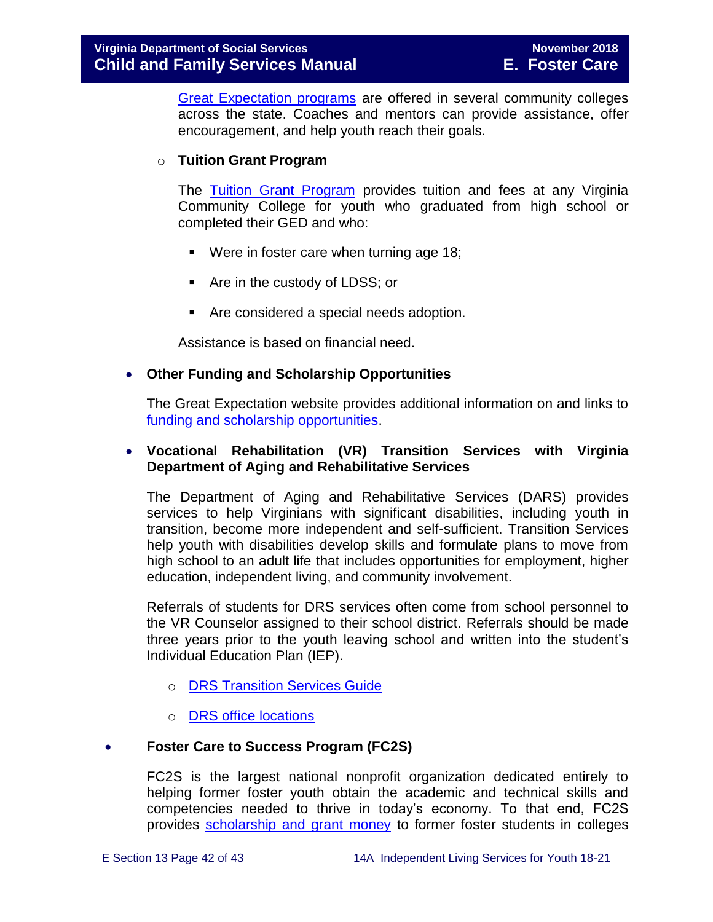[Great Expectation programs] are offered in several community colleges across the state. Coaches and mentors can provide assistance, offer encouragement, and help youth reach their goals.

- **Tuition Grant Program**

  The Tuition Grant Program provides tuition and fees at any Virginia Community College for youth who graduated from high school or completed their GED and who:

  - Were in foster care when turning age 18;
  - Are in the custody of LDSS; or
  - Are considered a special needs adoption.

  Assistance is based on financial need.

- **Other Funding and Scholarship Opportunities**

  The Great Expectation website provides additional information on and links to funding and scholarship opportunities.

- **Vocational Rehabilitation (VR) Transition Services with Virginia Department of Aging and Rehabilitative Services**

  The Department of Aging and Rehabilitative Services (DARS) provides services to help Virginians with significant disabilities, including youth in transition, become more independent and self-sufficient. Transition Services help youth with disabilities develop skills and formulate plans to move from high school to an adult life that includes opportunities for employment, higher education, independent living, and community involvement.

  Referrals of students for DRS services often come from school personnel to the VR Counselor assigned to their school district. Referrals should be made three years prior to the youth leaving school and written into the student's Individual Education Plan (IEP).

  - DRS Transition Services Guide
  - DRS office locations

- **Foster Care to Success Program (FC2S)**

  FC2S is the largest national nonprofit organization dedicated entirely to helping former foster youth obtain the academic and technical skills and competencies needed to thrive in today's economy. To that end, FC2S provides scholarship and grant money to former foster students in colleges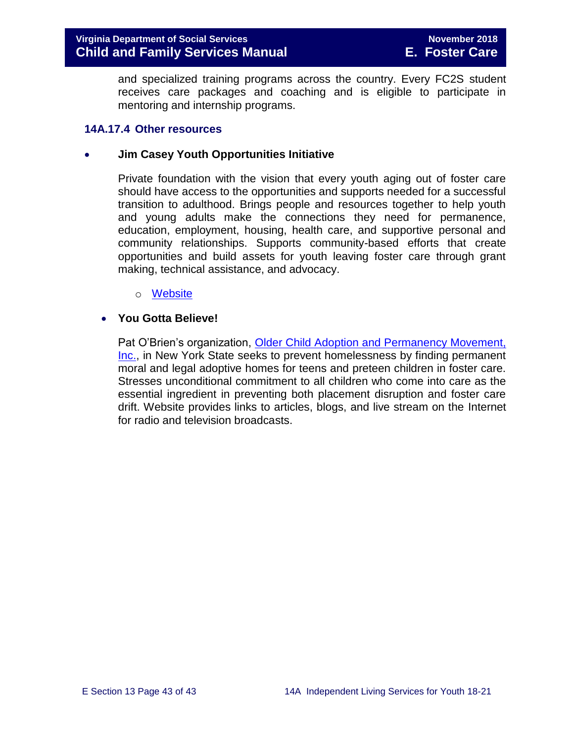and specialized training programs across the country. Every FC2S student receives care packages and coaching and is eligible to participate in mentoring and internship programs.

### 14A.17.4 Other resources

- **Jim Casey Youth Opportunities Initiative**

  Private foundation with the vision that every youth aging out of foster care should have access to the opportunities and supports needed for a successful transition to adulthood. Brings people and resources together to help youth and young adults make the connections they need for permanence, education, employment, housing, health care, and supportive personal and community relationships. Supports community-based efforts that create opportunities and build assets for youth leaving foster care through grant making, technical assistance, and advocacy.

  - Website

- **You Gotta Believe!**

  Pat O'Brien's organization, Older Child Adoption and Permanency Movement, Inc., in New York State seeks to prevent homelessness by finding permanent moral and legal adoptive homes for teens and preteen children in foster care. Stresses unconditional commitment to all children who come into care as the essential ingredient in preventing both placement disruption and foster care drift. Website provides links to articles, blogs, and live stream on the Internet for radio and television broadcasts.